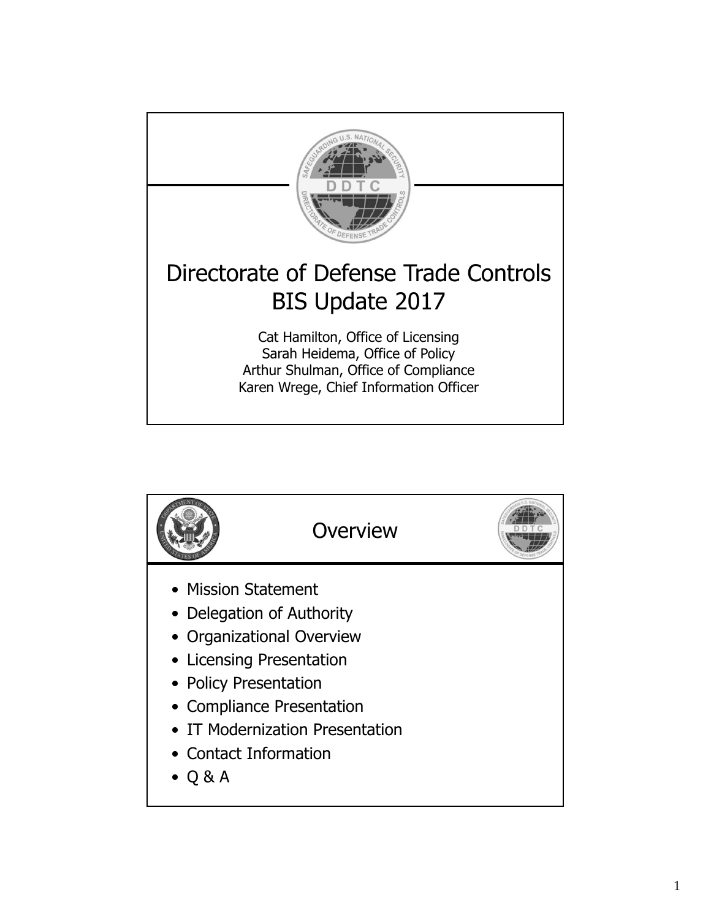# Directorate of Defense Trade Controls
## BIS Update 2017

Cat Hamilton, Office of Licensing
Sarah Heidema, Office of Policy
Arthur Shulman, Office of Compliance
Karen Wrege, Chief Information Officer

## Overview

- Mission Statement
- Delegation of Authority
- Organizational Overview
- Licensing Presentation
- Policy Presentation
- Compliance Presentation
- IT Modernization Presentation
- Contact Information
- Q & A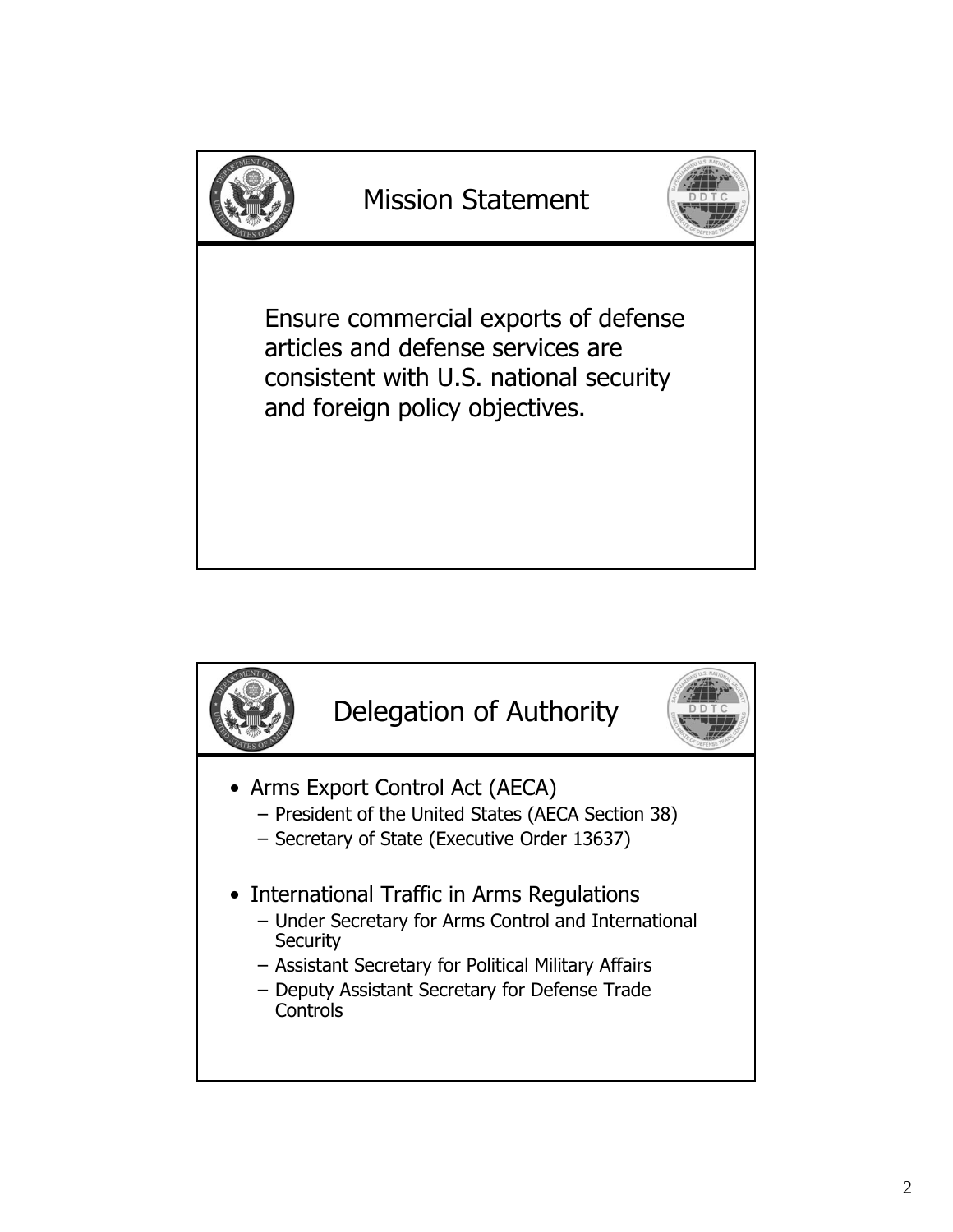## Mission Statement

Ensure commercial exports of defense articles and defense services are consistent with U.S. national security and foreign policy objectives.

## Delegation of Authority

- Arms Export Control Act (AECA)
  - President of the United States (AECA Section 38)
  - Secretary of State (Executive Order 13637)
- International Traffic in Arms Regulations
  - Under Secretary for Arms Control and International Security
  - Assistant Secretary for Political Military Affairs
  - Deputy Assistant Secretary for Defense Trade Controls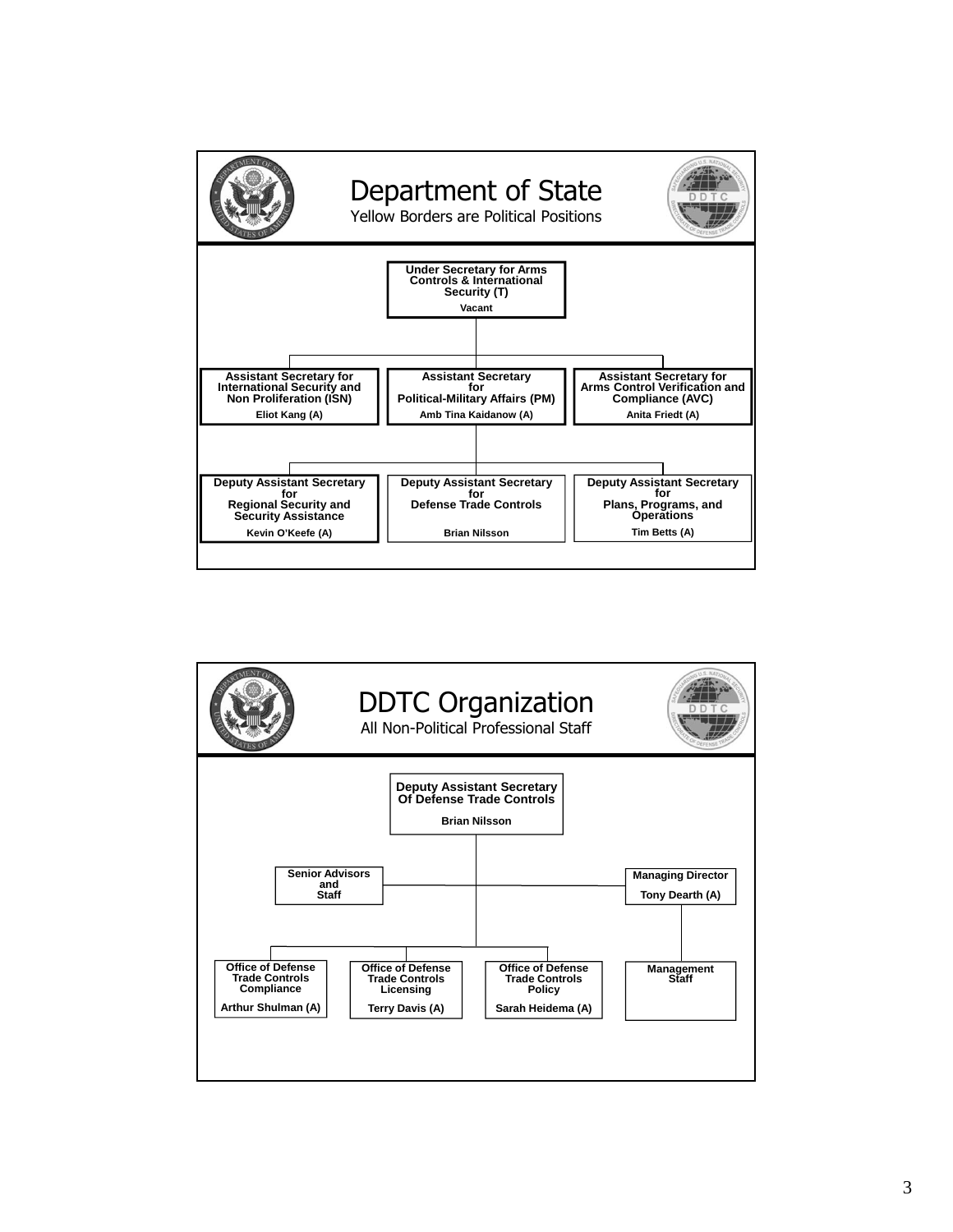## Department of State

Yellow Borders are Political Positions

**Under Secretary for Arms Controls & International Security (T)**
Vacant

- **Assistant Secretary for International Security and Non Proliferation (ISN)** — Eliot Kang (A)
- **Assistant Secretary for Political-Military Affairs (PM)** — Amb Tina Kaidanow (A)
  - **Deputy Assistant Secretary for Regional Security and Security Assistance** — Kevin O'Keefe (A)
  - **Deputy Assistant Secretary for Defense Trade Controls** — Brian Nilsson
  - **Deputy Assistant Secretary for Plans, Programs, and Operations** — Tim Betts (A)
- **Assistant Secretary for Arms Control Verification and Compliance (AVC)** — Anita Friedt (A)

## DDTC Organization

All Non-Political Professional Staff

**Deputy Assistant Secretary Of Defense Trade Controls**
Brian Nilsson

- **Senior Advisors and Staff**
- **Managing Director** — Tony Dearth (A)
  - **Management Staff**
- **Office of Defense Trade Controls Compliance** — Arthur Shulman (A)
- **Office of Defense Trade Controls Licensing** — Terry Davis (A)
- **Office of Defense Trade Controls Policy** — Sarah Heidema (A)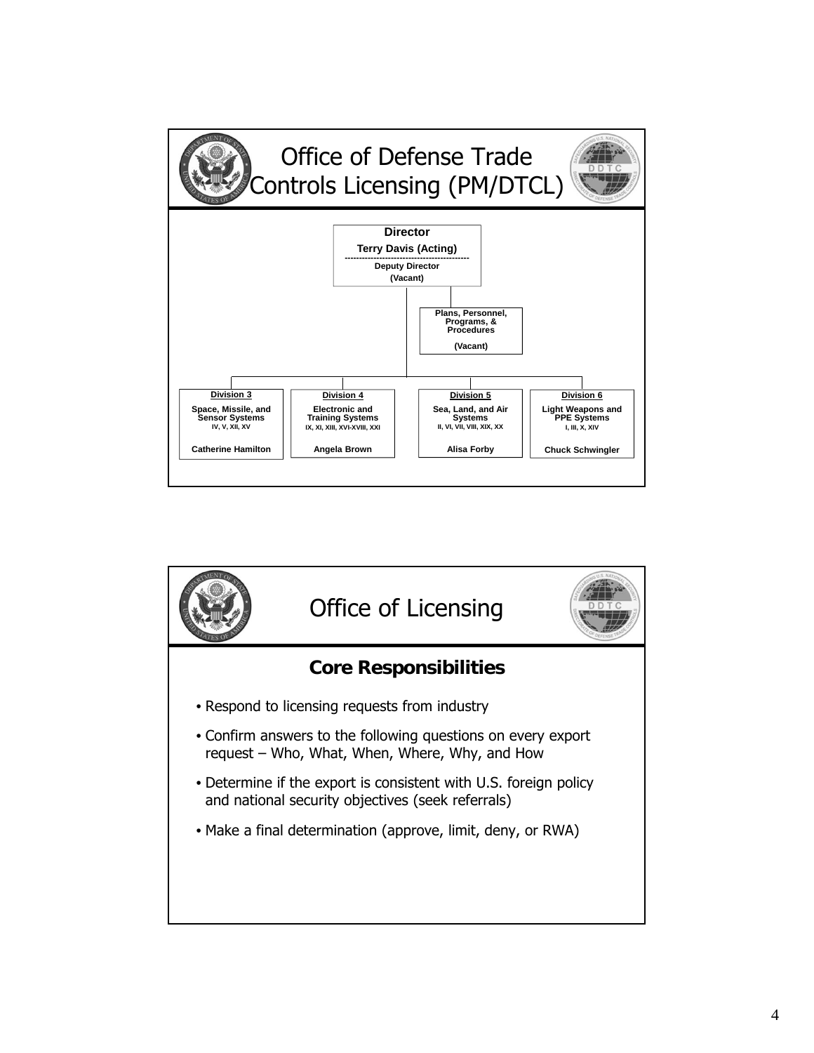# Office of Defense Trade Controls Licensing (PM/DTCL)

**Director**
**Terry Davis (Acting)**

**Deputy Director**
**(Vacant)**

**Plans, Personnel, Programs, & Procedures**
**(Vacant)**

| Division 3 | Division 4 | Division 5 | Division 6 |
|---|---|---|---|
| Space, Missile, and Sensor Systems | Electronic and Training Systems | Sea, Land, and Air Systems | Light Weapons and PPE Systems |
| IV, V, XII, XV | IX, XI, XIII, XVI-XVIII, XXI | II, VI, VII, VIII, XIX, XX | I, III, X, XIV |
| Catherine Hamilton | Angela Brown | Alisa Forby | Chuck Schwingler |

# Office of Licensing

## Core Responsibilities

- Respond to licensing requests from industry
- Confirm answers to the following questions on every export request – Who, What, When, Where, Why, and How
- Determine if the export is consistent with U.S. foreign policy and national security objectives (seek referrals)
- Make a final determination (approve, limit, deny, or RWA)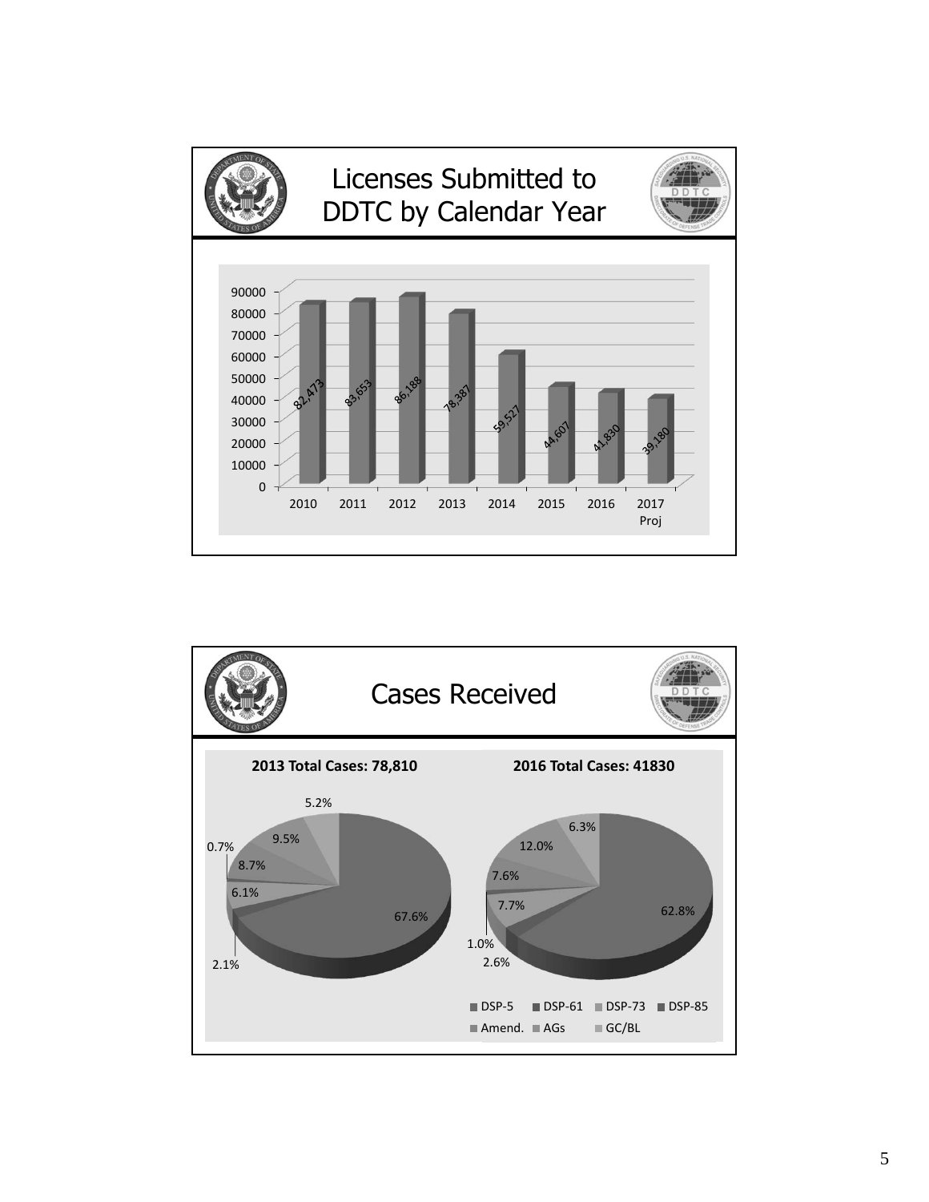# Licenses Submitted to DDTC by Calendar Year

| Year | Licenses |
|---|---|
| 2010 | 82,473 |
| 2011 | 83,653 |
| 2012 | 86,188 |
| 2013 | 78,387 |
| 2014 | 59,527 |
| 2015 | 44,607 |
| 2016 | 41,830 |
| 2017 Proj | 39,180 |

# Cases Received

**2013 Total Cases: 78,810**

**2016 Total Cases: 41830**

| Case Type | 2013 | 2016 |
|---|---|---|
| DSP-5 | 67.6% | 62.8% |
| DSP-61 | 2.1% | 2.6% |
| DSP-73 | 6.1% | 7.7% |
| DSP-85 | 0.7% | 1.0% |
| Amend. | 8.7% | 7.6% |
| AGs | 9.5% | 12.0% |
| GC/BL | 5.2% | 6.3% |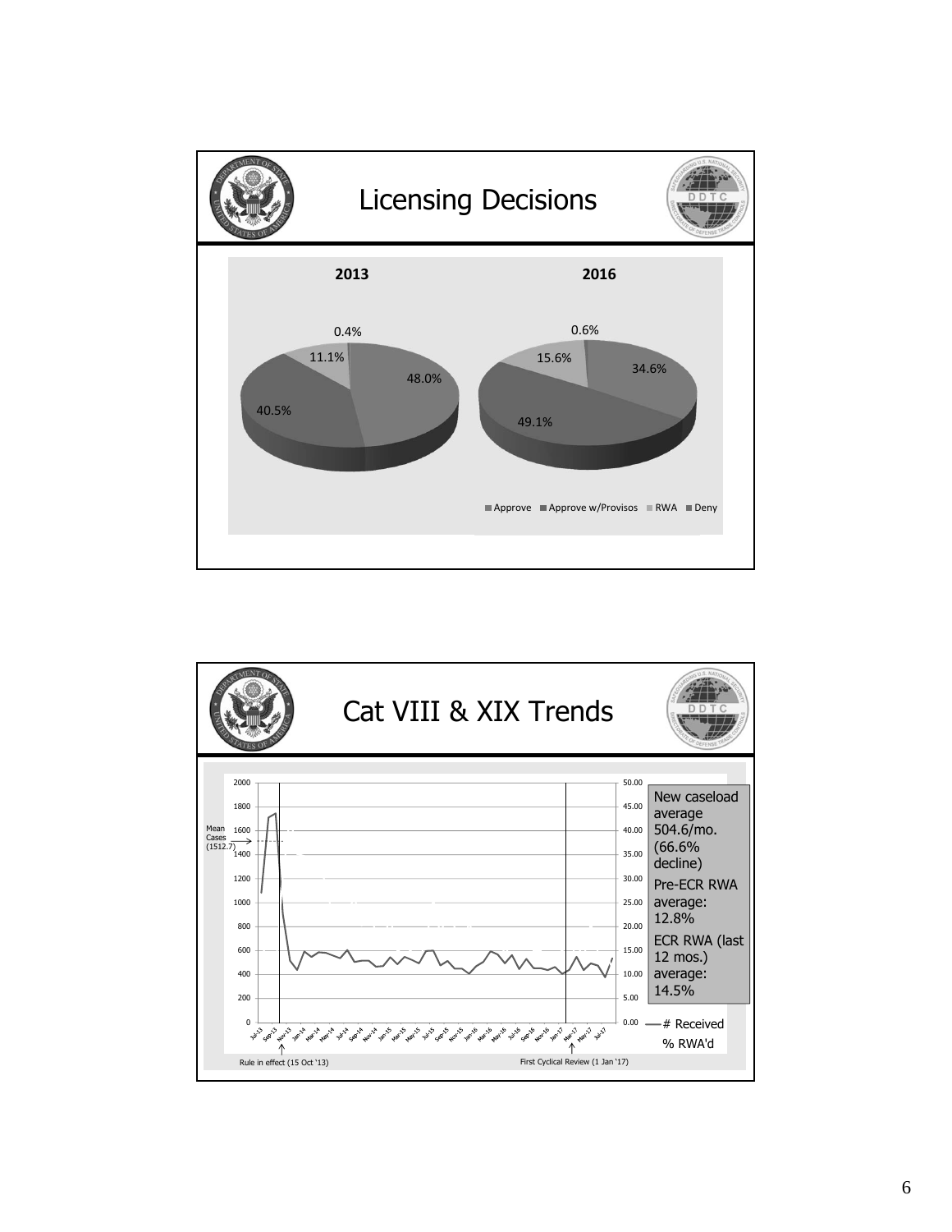## Licensing Decisions

**2013**

- Approve: 48.0%
- Approve w/Provisos: 40.5%
- RWA: 11.1%
- Deny: 0.4%

**2016**

- Approve: 34.6%
- Approve w/Provisos: 49.1%
- RWA: 15.6%
- Deny: 0.6%

## Cat VIII & XIX Trends

Mean Cases (1512.7)

New caseload average 504.6/mo. (66.6% decline)

Pre-ECR RWA average: 12.8%

ECR RWA (last 12 mos.) average: 14.5%

— # Received

% RWA'd

Rule in effect (15 Oct '13)

First Cyclical Review (1 Jan '17)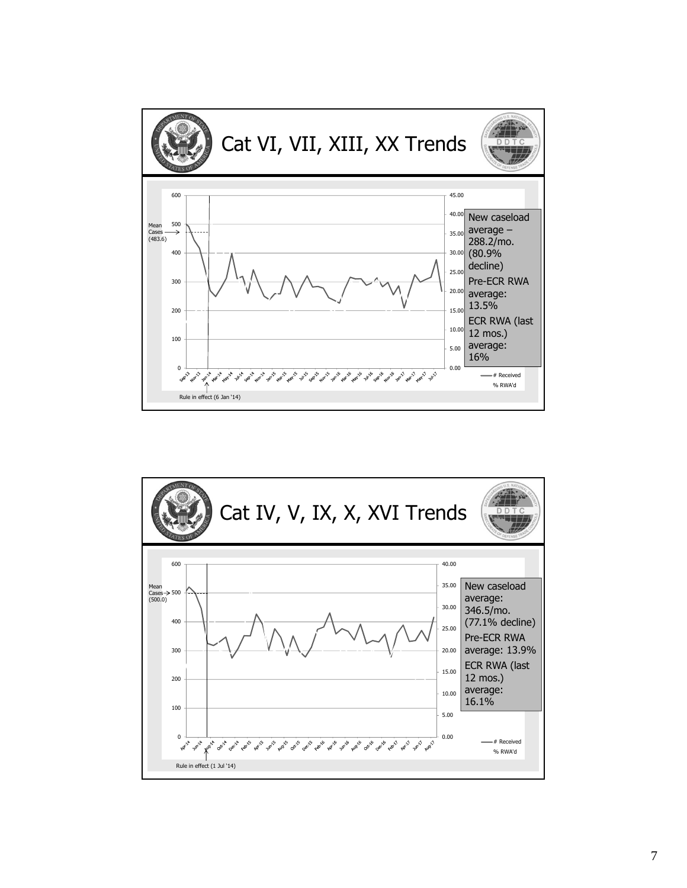## Cat VI, VII, XIII, XX Trends

Mean Cases (483.6)

New caseload average – 288.2/mo. (80.9% decline)

Pre-ECR RWA average: 13.5%

ECR RWA (last 12 mos.) average: 16%

— # Received

% RWA'd

Rule in effect (6 Jan '14)

## Cat IV, V, IX, X, XVI Trends

Mean Cases (500.0)

New caseload average: 346.5/mo. (77.1% decline)

Pre-ECR RWA average: 13.9%

ECR RWA (last 12 mos.) average: 16.1%

— # Received

% RWA'd

Rule in effect (1 Jul '14)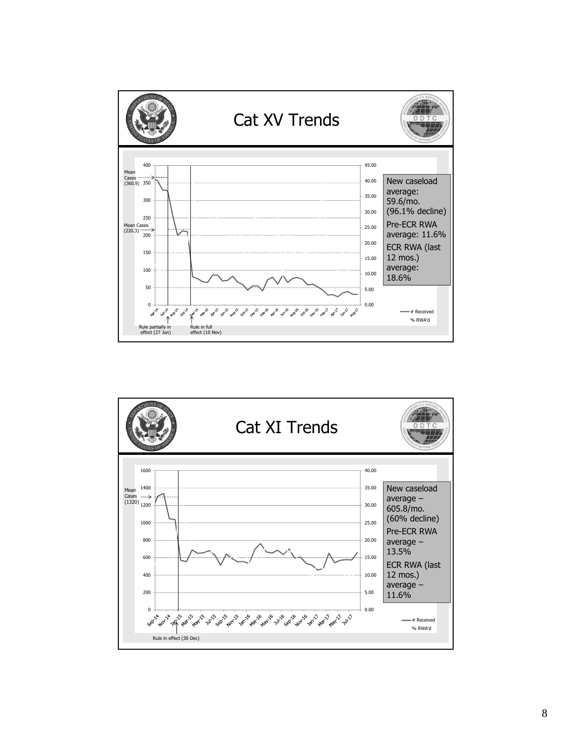# Cat XV Trends

Mean Cases (360.9)

Mean Cases (220.3)

Rule partially in effect (27 Jun)

Rule in full effect (10 Nov)

New caseload average: 59.6/mo. (96.1% decline)

Pre-ECR RWA average: 11.6%

ECR RWA (last 12 mos.) average: 18.6%

— # Received

% RWA'd

# Cat XI Trends

Mean Cases (1320)

Rule in effect (30 Dec)

New caseload average – 605.8/mo. (60% decline)

Pre-ECR RWA average – 13.5%

ECR RWA (last 12 mos.) average – 11.6%

— # Received

% RWA'd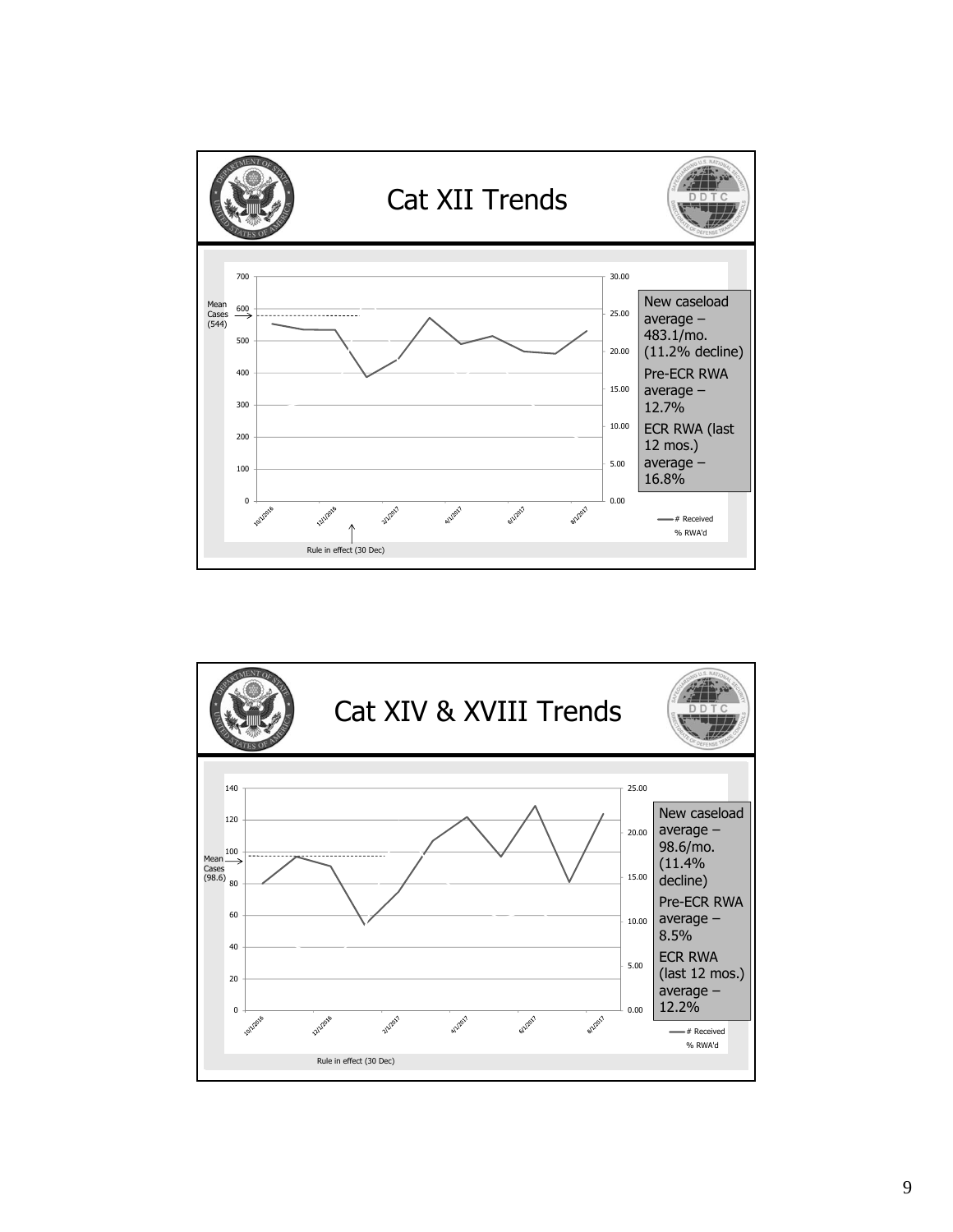# Cat XII Trends

Mean Cases (544)

| New caseload average – 483.1/mo. (11.2% decline) |
|---|
| Pre-ECR RWA average – 12.7% |
| ECR RWA (last 12 mos.) average – 16.8% |

— # Received
% RWA'd

Rule in effect (30 Dec)

# Cat XIV & XVIII Trends

Mean Cases (98.6)

| New caseload average – 98.6/mo. (11.4% decline) |
|---|
| Pre-ECR RWA average – 8.5% |
| ECR RWA (last 12 mos.) average – 12.2% |

— # Received
% RWA'd

Rule in effect (30 Dec)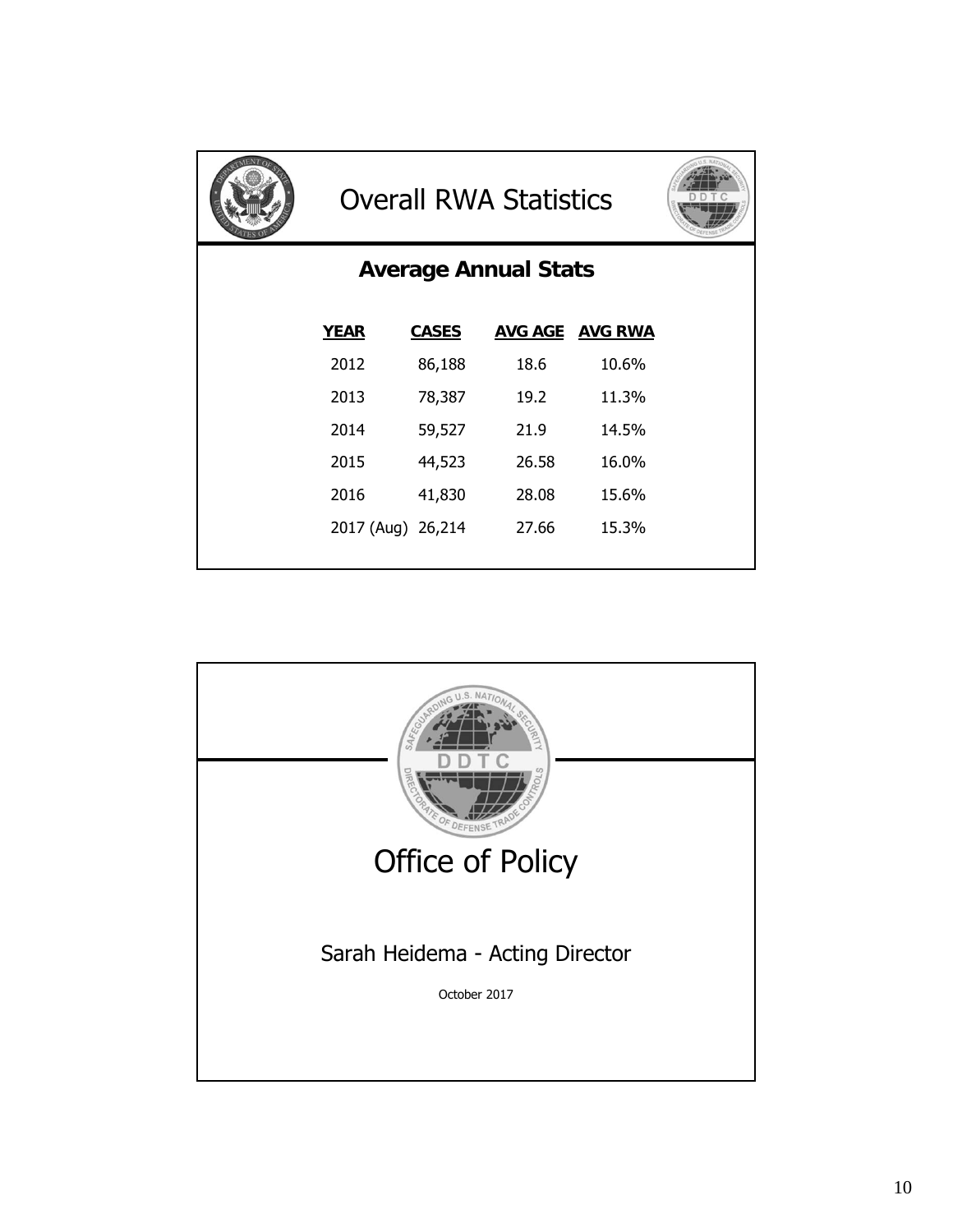## Overall RWA Statistics

### Average Annual Stats

| YEAR | CASES | AVG AGE | AVG RWA |
|---|---|---|---|
| 2012 | 86,188 | 18.6 | 10.6% |
| 2013 | 78,387 | 19.2 | 11.3% |
| 2014 | 59,527 | 21.9 | 14.5% |
| 2015 | 44,523 | 26.58 | 16.0% |
| 2016 | 41,830 | 28.08 | 15.6% |
| 2017 (Aug) | 26,214 | 27.66 | 15.3% |

## Office of Policy

Sarah Heidema - Acting Director

October 2017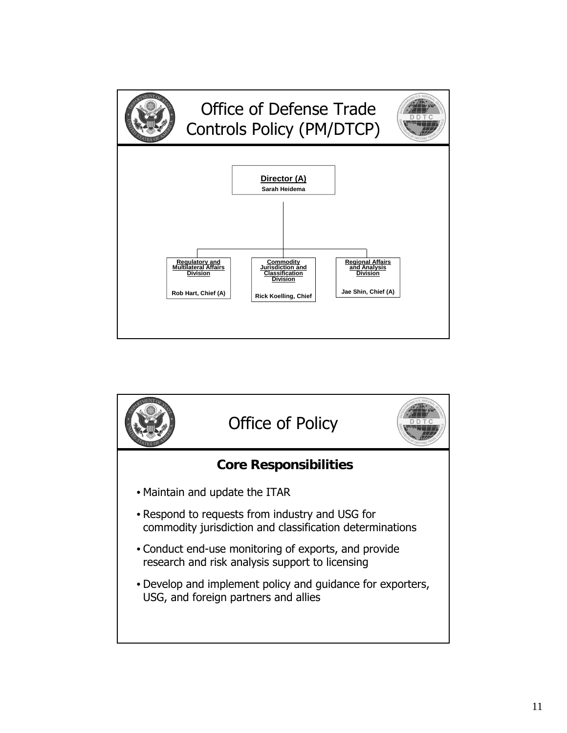# Office of Defense Trade Controls Policy (PM/DTCP)

**Director (A)**
Sarah Heidema

- **Regulatory and Multilateral Affairs Division** — Rob Hart, Chief (A)
- **Commodity Jurisdiction and Classification Division** — Rick Koelling, Chief
- **Regional Affairs and Analysis Division** — Jae Shin, Chief (A)

# Office of Policy

## Core Responsibilities

- Maintain and update the ITAR
- Respond to requests from industry and USG for commodity jurisdiction and classification determinations
- Conduct end-use monitoring of exports, and provide research and risk analysis support to licensing
- Develop and implement policy and guidance for exporters, USG, and foreign partners and allies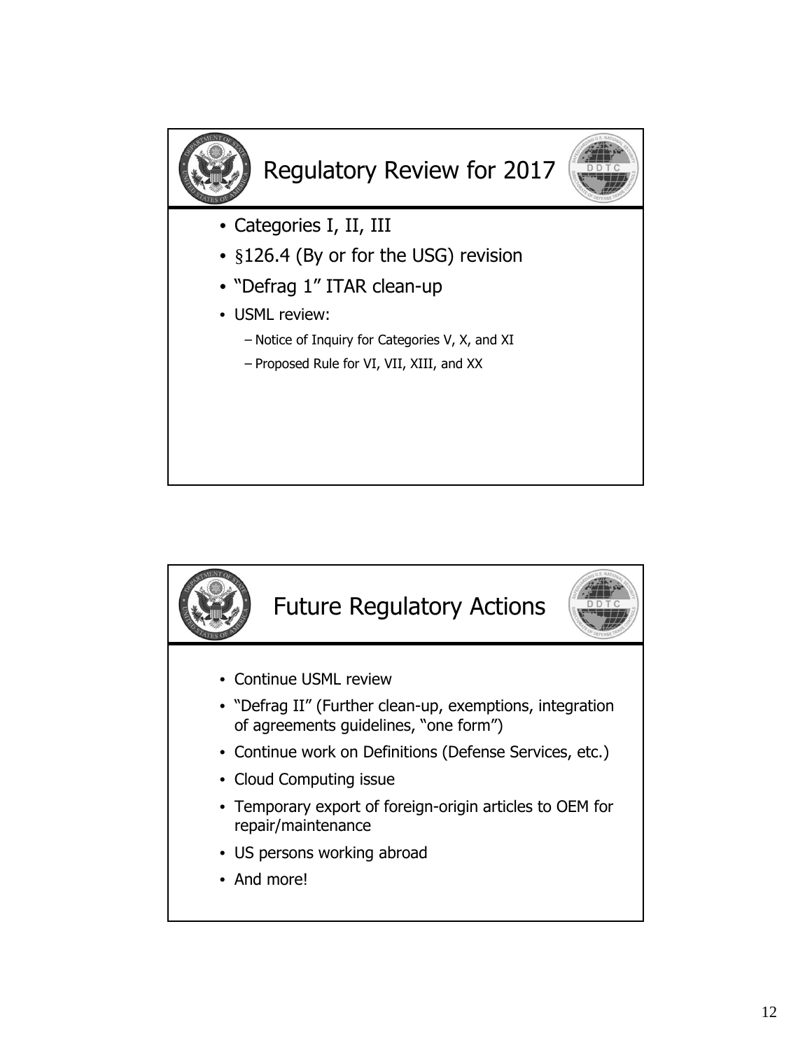## Regulatory Review for 2017

- Categories I, II, III
- §126.4 (By or for the USG) revision
- "Defrag 1" ITAR clean-up
- USML review:
  - Notice of Inquiry for Categories V, X, and XI
  - Proposed Rule for VI, VII, XIII, and XX

## Future Regulatory Actions

- Continue USML review
- "Defrag II" (Further clean-up, exemptions, integration of agreements guidelines, "one form")
- Continue work on Definitions (Defense Services, etc.)
- Cloud Computing issue
- Temporary export of foreign-origin articles to OEM for repair/maintenance
- US persons working abroad
- And more!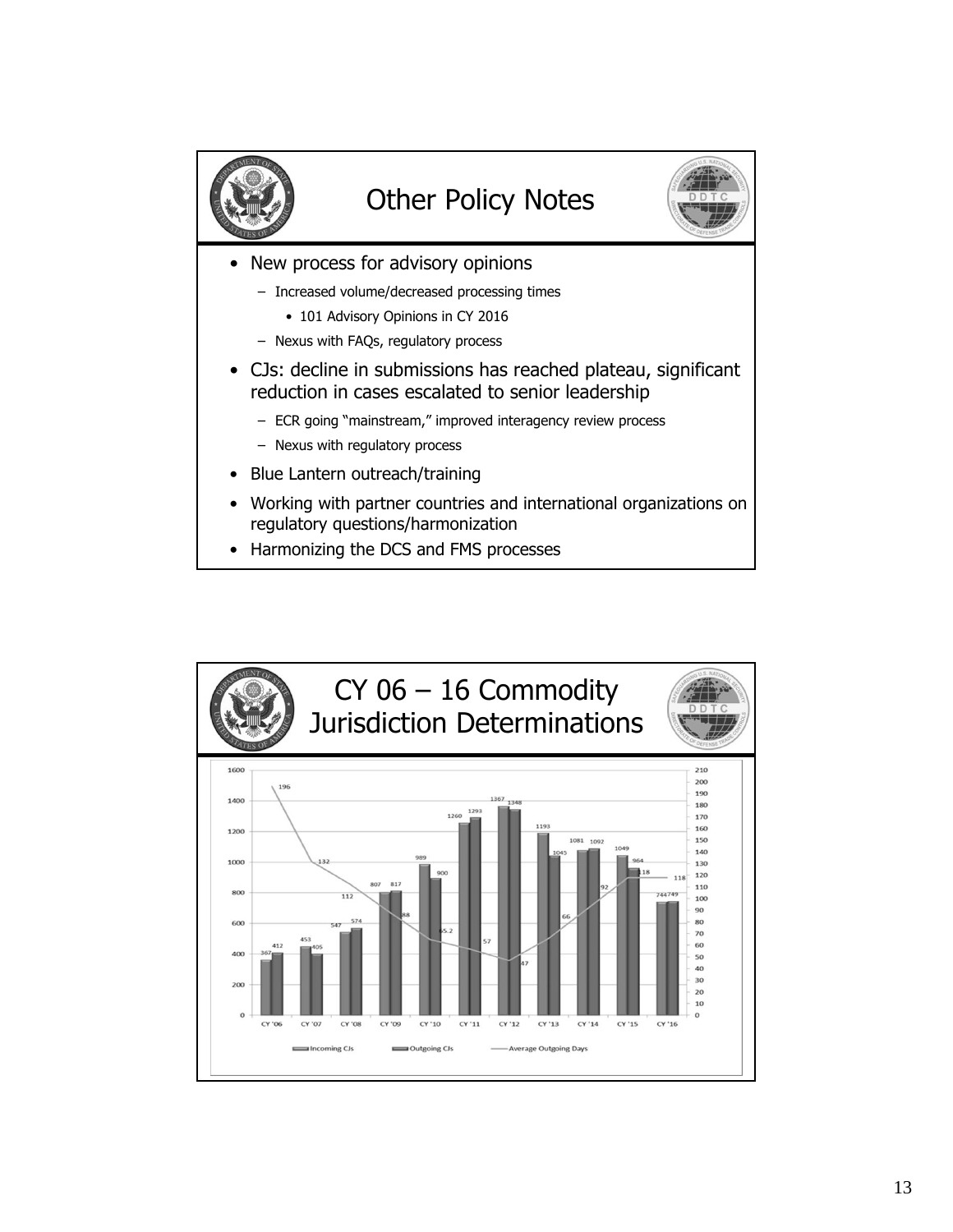## Other Policy Notes

- New process for advisory opinions
  - Increased volume/decreased processing times
    - 101 Advisory Opinions in CY 2016
  - Nexus with FAQs, regulatory process
- CJs: decline in submissions has reached plateau, significant reduction in cases escalated to senior leadership
  - ECR going "mainstream," improved interagency review process
  - Nexus with regulatory process
- Blue Lantern outreach/training
- Working with partner countries and international organizations on regulatory questions/harmonization
- Harmonizing the DCS and FMS processes

## CY 06 – 16 Commodity Jurisdiction Determinations

| | CY '06 | CY '07 | CY '08 | CY '09 | CY '10 | CY '11 | CY '12 | CY '13 | CY '14 | CY '15 | CY '16 |
|---|---|---|---|---|---|---|---|---|---|---|---|
| Incoming CJs | 367 | 453 | 547 | 807 | 989 | 1260 | 1367 | 1193 | 1081 | 1049 | 744 |
| Outgoing CJs | 412 | 405 | 574 | 817 | 900 | 1293 | 1348 | 1045 | 1092 | 964 | 749 |
| Average Outgoing Days | 196 | 132 | 112 | 88 | 65.2 | 57 | 47 | 66 | 92 | 118 | 118 |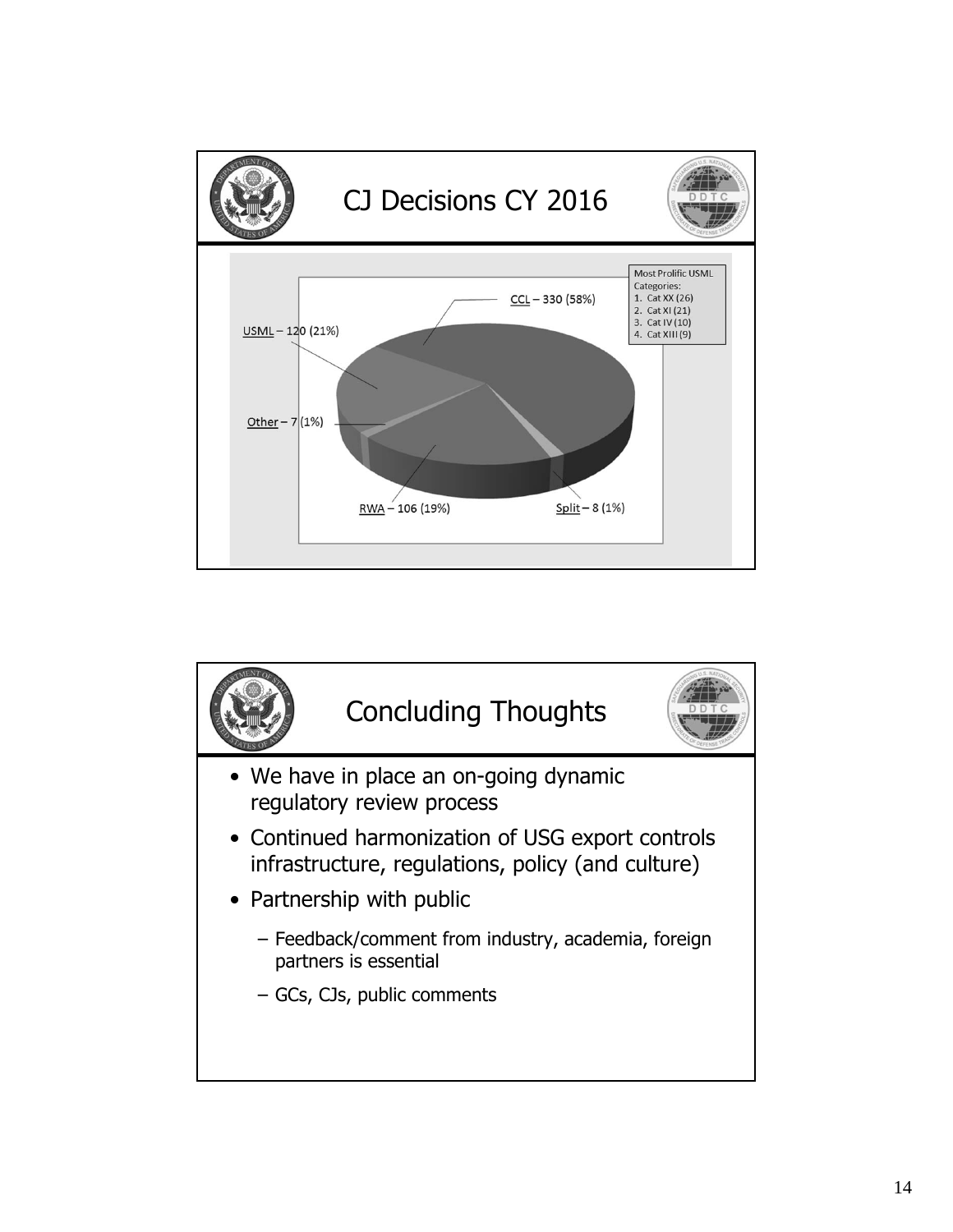## CJ Decisions CY 2016

CCL – 330 (58%)

USML – 120 (21%)

Other – 7 (1%)

RWA – 106 (19%)

Split – 8 (1%)

Most Prolific USML Categories:
1. Cat XX (26)
2. Cat XI (21)
3. Cat IV (10)
4. Cat XIII (9)

## Concluding Thoughts

- We have in place an on-going dynamic regulatory review process
- Continued harmonization of USG export controls infrastructure, regulations, policy (and culture)
- Partnership with public
  - Feedback/comment from industry, academia, foreign partners is essential
  - GCs, CJs, public comments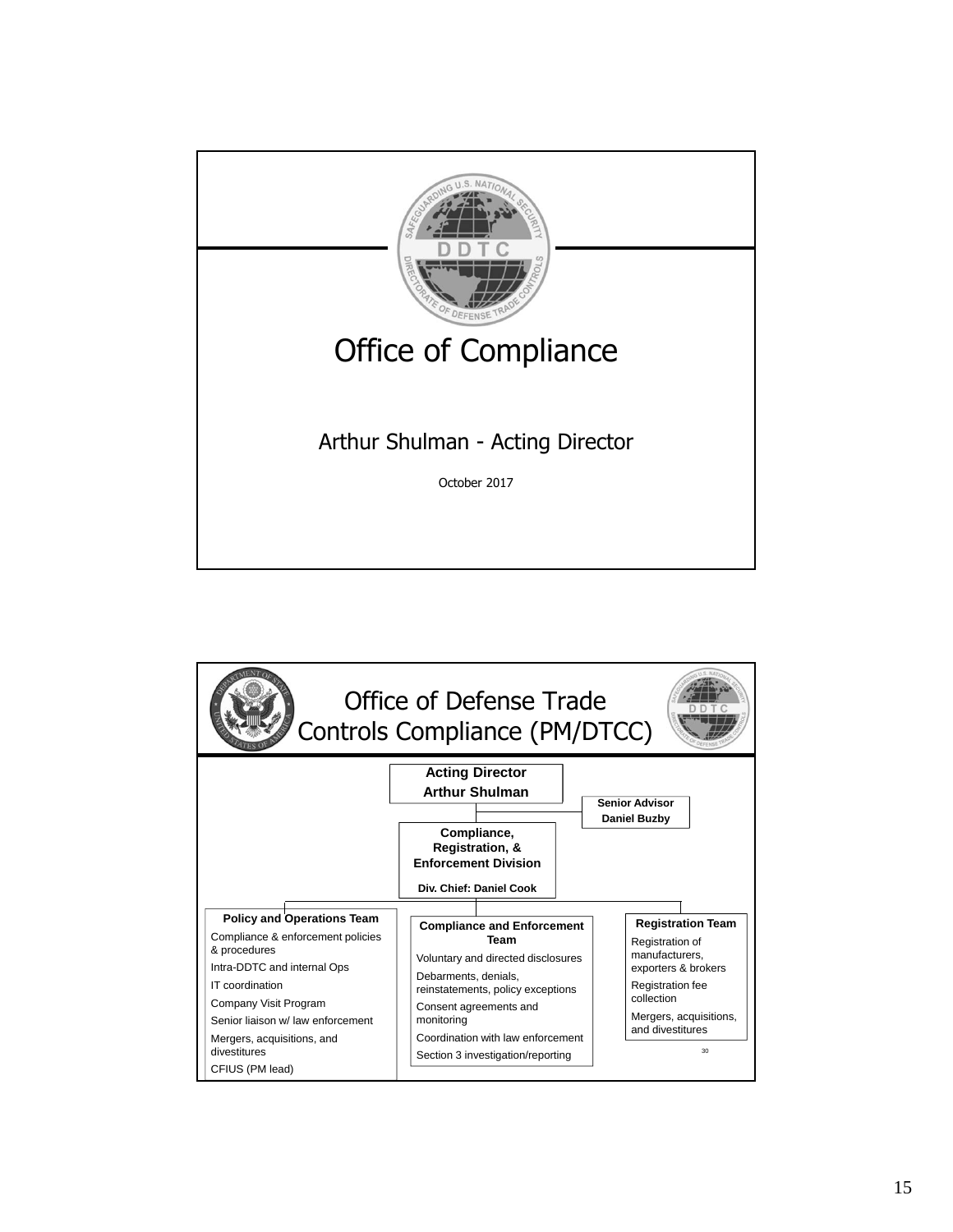# Office of Compliance

Arthur Shulman - Acting Director

October 2017

# Office of Defense Trade Controls Compliance (PM/DTCC)

**Acting Director**
**Arthur Shulman**

**Senior Advisor**
**Daniel Buzby**

**Compliance, Registration, & Enforcement Division**

**Div. Chief: Daniel Cook**

**Policy and Operations Team**

- Compliance & enforcement policies & procedures
- Intra-DDTC and internal Ops
- IT coordination
- Company Visit Program
- Senior liaison w/ law enforcement
- Mergers, acquisitions, and divestitures
- CFIUS (PM lead)

**Compliance and Enforcement Team**

- Voluntary and directed disclosures
- Debarments, denials, reinstatements, policy exceptions
- Consent agreements and monitoring
- Coordination with law enforcement
- Section 3 investigation/reporting

**Registration Team**

- Registration of manufacturers, exporters & brokers
- Registration fee collection
- Mergers, acquisitions, and divestitures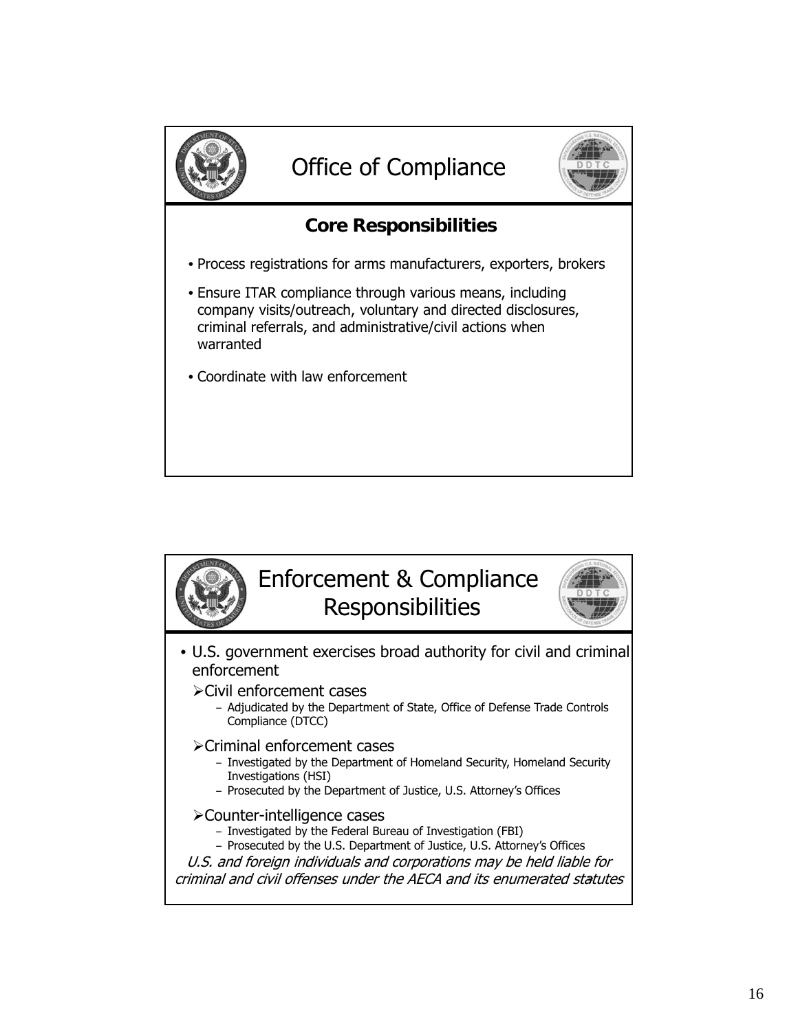# Office of Compliance

## Core Responsibilities

- Process registrations for arms manufacturers, exporters, brokers
- Ensure ITAR compliance through various means, including company visits/outreach, voluntary and directed disclosures, criminal referrals, and administrative/civil actions when warranted
- Coordinate with law enforcement

# Enforcement & Compliance Responsibilities

- U.S. government exercises broad authority for civil and criminal enforcement
  - Civil enforcement cases
    - Adjudicated by the Department of State, Office of Defense Trade Controls Compliance (DTCC)
  - Criminal enforcement cases
    - Investigated by the Department of Homeland Security, Homeland Security Investigations (HSI)
    - Prosecuted by the Department of Justice, U.S. Attorney's Offices
  - Counter-intelligence cases
    - Investigated by the Federal Bureau of Investigation (FBI)
    - Prosecuted by the U.S. Department of Justice, U.S. Attorney's Offices

*U.S. and foreign individuals and corporations may be held liable for criminal and civil offenses under the AECA and its enumerated statutes*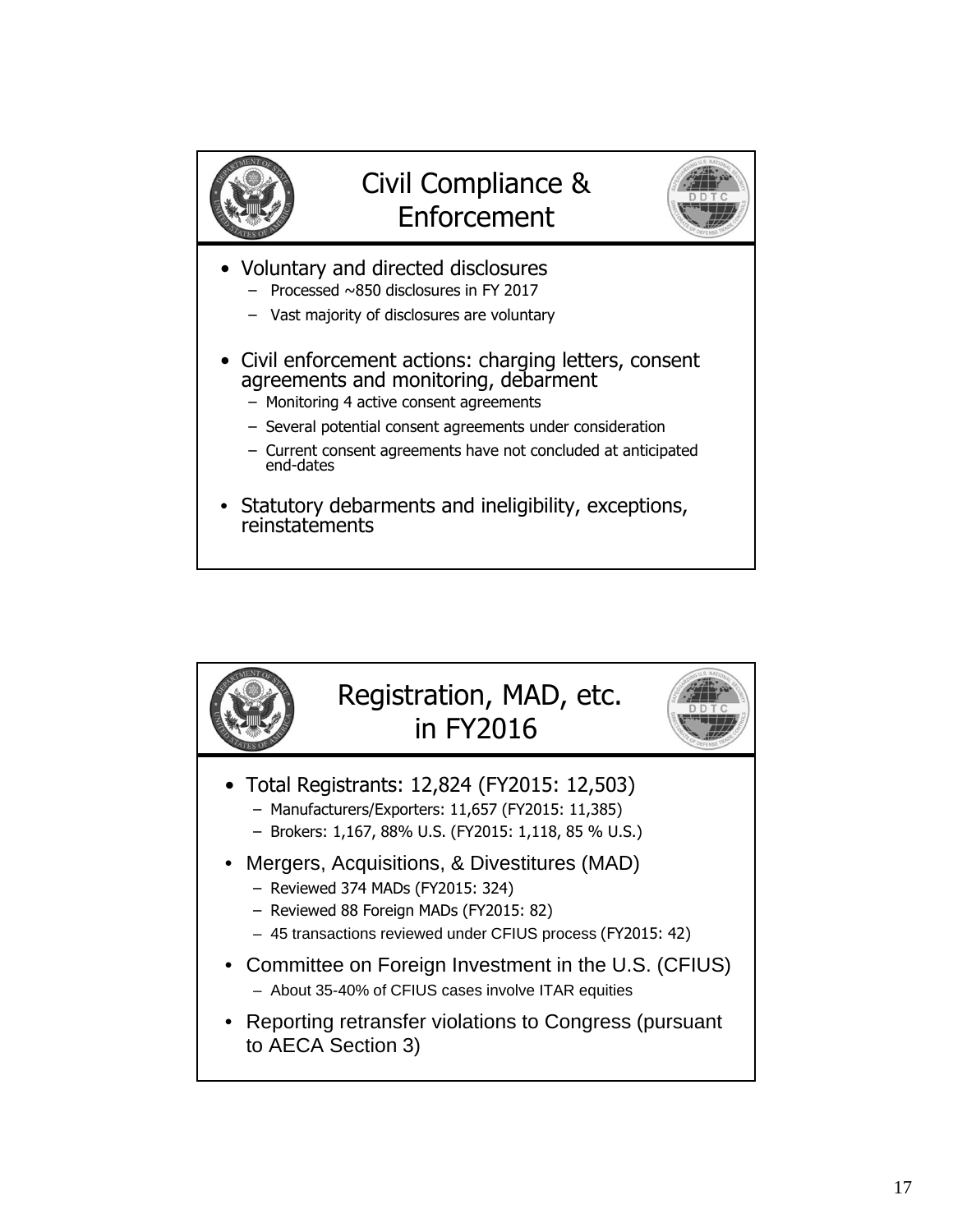## Civil Compliance & Enforcement

- Voluntary and directed disclosures
  - Processed ~850 disclosures in FY 2017
  - Vast majority of disclosures are voluntary
- Civil enforcement actions: charging letters, consent agreements and monitoring, debarment
  - Monitoring 4 active consent agreements
  - Several potential consent agreements under consideration
  - Current consent agreements have not concluded at anticipated end-dates
- Statutory debarments and ineligibility, exceptions, reinstatements

## Registration, MAD, etc. in FY2016

- Total Registrants: 12,824 (FY2015: 12,503)
  - Manufacturers/Exporters: 11,657 (FY2015: 11,385)
  - Brokers: 1,167, 88% U.S. (FY2015: 1,118, 85 % U.S.)
- Mergers, Acquisitions, & Divestitures (MAD)
  - Reviewed 374 MADs (FY2015: 324)
  - Reviewed 88 Foreign MADs (FY2015: 82)
  - 45 transactions reviewed under CFIUS process (FY2015: 42)
- Committee on Foreign Investment in the U.S. (CFIUS)
  - About 35-40% of CFIUS cases involve ITAR equities
- Reporting retransfer violations to Congress (pursuant to AECA Section 3)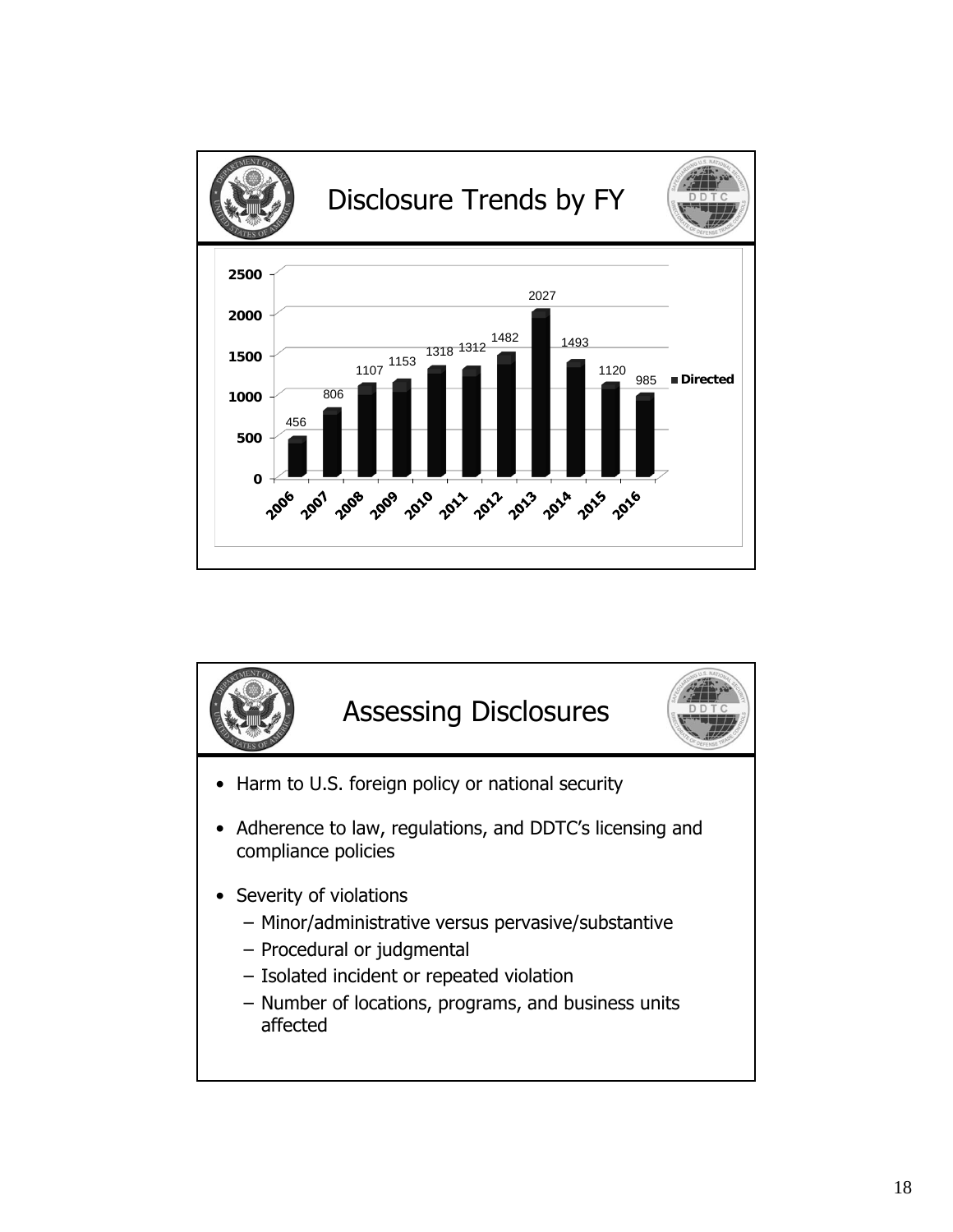## Disclosure Trends by FY

| FY | Directed |
|---|---|
| 2006 | 456 |
| 2007 | 806 |
| 2008 | 1107 |
| 2009 | 1153 |
| 2010 | 1318 |
| 2011 | 1312 |
| 2012 | 1482 |
| 2013 | 2027 |
| 2014 | 1493 |
| 2015 | 1120 |
| 2016 | 985 |

## Assessing Disclosures

- Harm to U.S. foreign policy or national security
- Adherence to law, regulations, and DDTC's licensing and compliance policies
- Severity of violations
  - Minor/administrative versus pervasive/substantive
  - Procedural or judgmental
  - Isolated incident or repeated violation
  - Number of locations, programs, and business units affected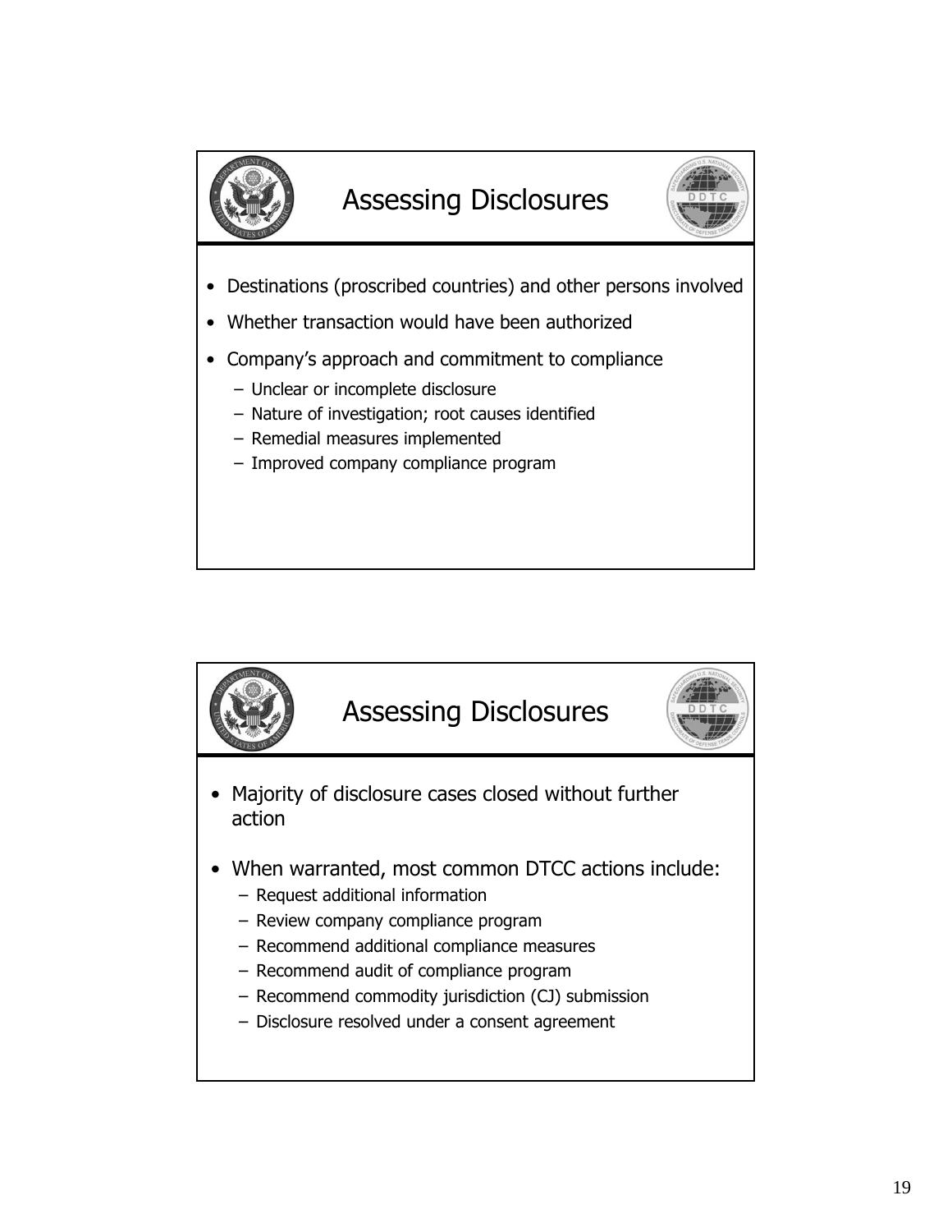## Assessing Disclosures

- Destinations (proscribed countries) and other persons involved
- Whether transaction would have been authorized
- Company's approach and commitment to compliance
  - Unclear or incomplete disclosure
  - Nature of investigation; root causes identified
  - Remedial measures implemented
  - Improved company compliance program

## Assessing Disclosures

- Majority of disclosure cases closed without further action
- When warranted, most common DTCC actions include:
  - Request additional information
  - Review company compliance program
  - Recommend additional compliance measures
  - Recommend audit of compliance program
  - Recommend commodity jurisdiction (CJ) submission
  - Disclosure resolved under a consent agreement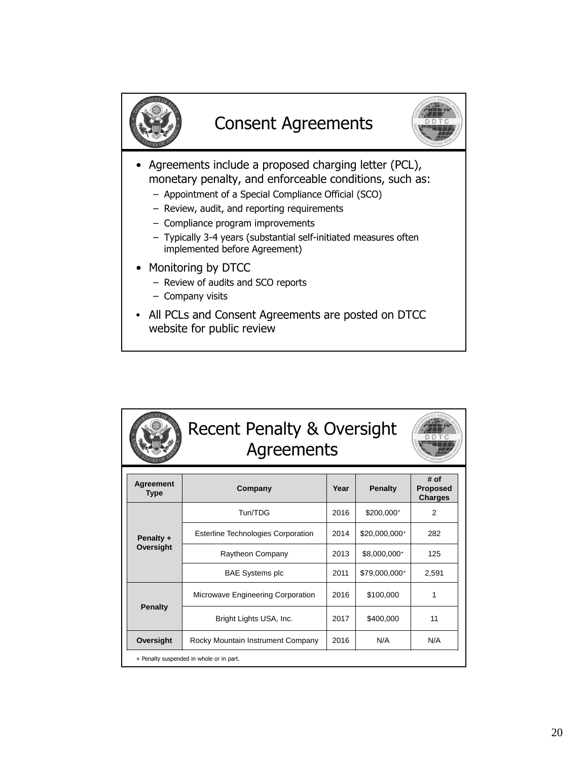## Consent Agreements

- Agreements include a proposed charging letter (PCL), monetary penalty, and enforceable conditions, such as:
  - Appointment of a Special Compliance Official (SCO)
  - Review, audit, and reporting requirements
  - Compliance program improvements
  - Typically 3-4 years (substantial self-initiated measures often implemented before Agreement)
- Monitoring by DTCC
  - Review of audits and SCO reports
  - Company visits
- All PCLs and Consent Agreements are posted on DTCC website for public review

## Recent Penalty & Oversight Agreements

| Agreement Type | Company | Year | Penalty | # of Proposed Charges |
|---|---|---|---|---|
| Penalty + Oversight | Turi/TDG | 2016 | $200,000+ | 2 |
| | Esterline Technologies Corporation | 2014 | $20,000,000+ | 282 |
| | Raytheon Company | 2013 | $8,000,000+ | 125 |
| | BAE Systems plc | 2011 | $79,000,000+ | 2,591 |
| Penalty | Microwave Engineering Corporation | 2016 | $100,000 | 1 |
| | Bright Lights USA, Inc. | 2017 | $400,000 | 11 |
| Oversight | Rocky Mountain Instrument Company | 2016 | N/A | N/A |

+ Penalty suspended in whole or in part.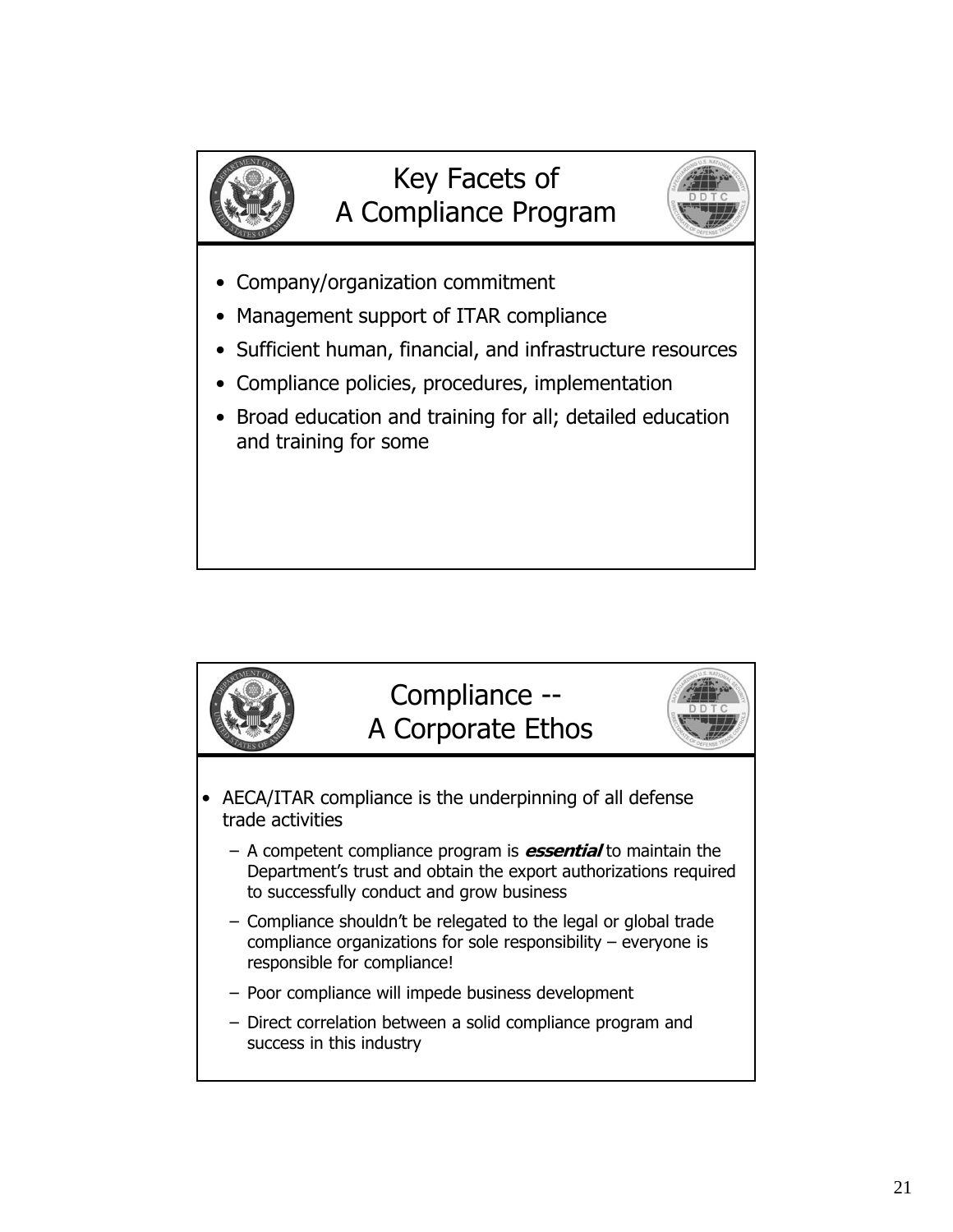## Key Facets of A Compliance Program

- Company/organization commitment
- Management support of ITAR compliance
- Sufficient human, financial, and infrastructure resources
- Compliance policies, procedures, implementation
- Broad education and training for all; detailed education and training for some

## Compliance -- A Corporate Ethos

- AECA/ITAR compliance is the underpinning of all defense trade activities
  - A competent compliance program is ***essential*** to maintain the Department's trust and obtain the export authorizations required to successfully conduct and grow business
  - Compliance shouldn't be relegated to the legal or global trade compliance organizations for sole responsibility – everyone is responsible for compliance!
  - Poor compliance will impede business development
  - Direct correlation between a solid compliance program and success in this industry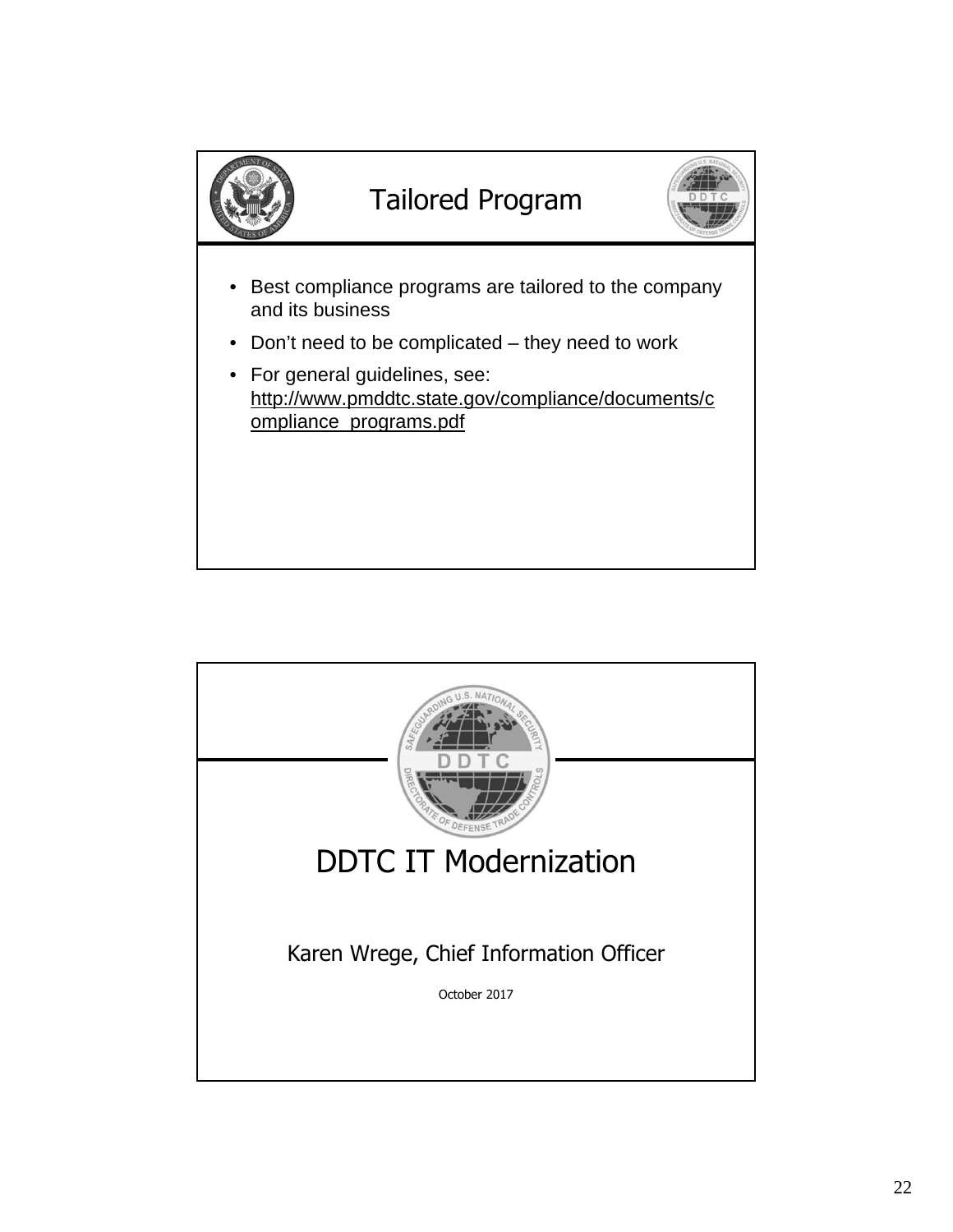## Tailored Program

- Best compliance programs are tailored to the company and its business
- Don't need to be complicated – they need to work
- For general guidelines, see: http://www.pmddtc.state.gov/compliance/documents/compliance_programs.pdf

## DDTC IT Modernization

Karen Wrege, Chief Information Officer

October 2017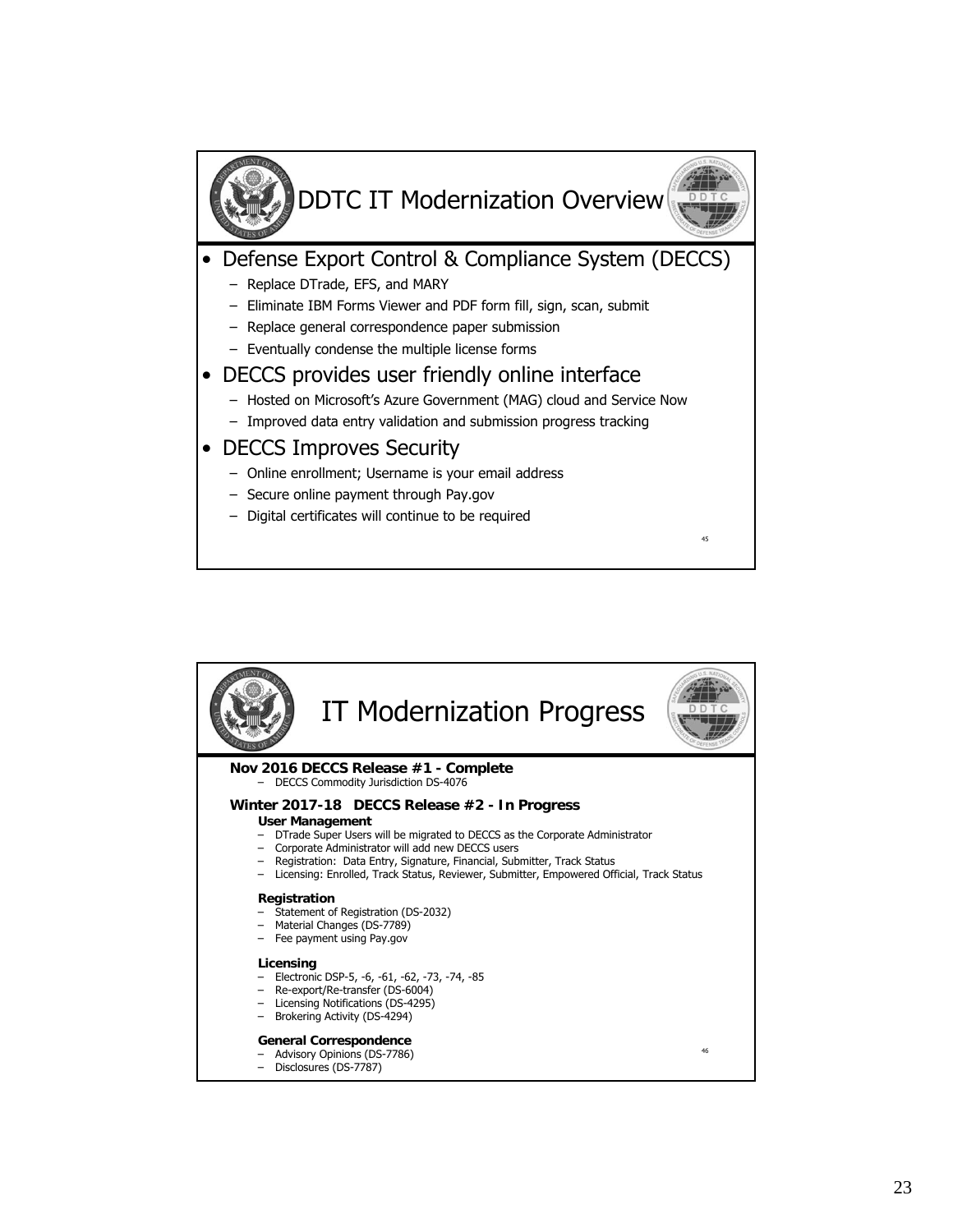## DDTC IT Modernization Overview

- Defense Export Control & Compliance System (DECCS)
  - Replace DTrade, EFS, and MARY
  - Eliminate IBM Forms Viewer and PDF form fill, sign, scan, submit
  - Replace general correspondence paper submission
  - Eventually condense the multiple license forms
- DECCS provides user friendly online interface
  - Hosted on Microsoft's Azure Government (MAG) cloud and Service Now
  - Improved data entry validation and submission progress tracking
- DECCS Improves Security
  - Online enrollment; Username is your email address
  - Secure online payment through Pay.gov
  - Digital certificates will continue to be required

## IT Modernization Progress

**Nov 2016 DECCS Release #1 - Complete**

- DECCS Commodity Jurisdiction DS-4076

**Winter 2017-18 DECCS Release #2 - In Progress**

**User Management**

- DTrade Super Users will be migrated to DECCS as the Corporate Administrator
- Corporate Administrator will add new DECCS users
- Registration: Data Entry, Signature, Financial, Submitter, Track Status
- Licensing: Enrolled, Track Status, Reviewer, Submitter, Empowered Official, Track Status

**Registration**

- Statement of Registration (DS-2032)
- Material Changes (DS-7789)
- Fee payment using Pay.gov

**Licensing**

- Electronic DSP-5, -6, -61, -62, -73, -74, -85
- Re-export/Re-transfer (DS-6004)
- Licensing Notifications (DS-4295)
- Brokering Activity (DS-4294)

**General Correspondence**

- Advisory Opinions (DS-7786)
- Disclosures (DS-7787)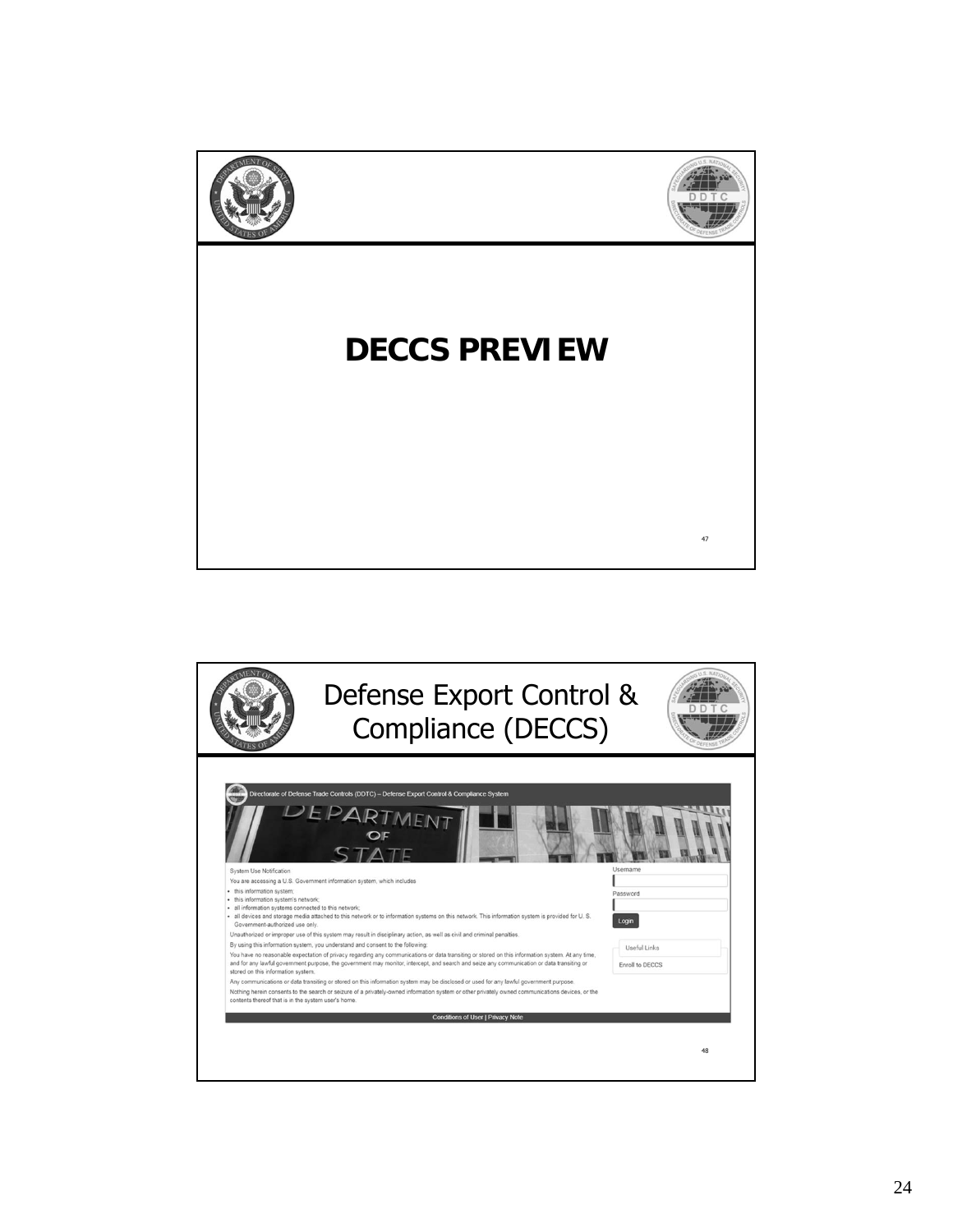# DECCS PREVIEW

# Defense Export Control & Compliance (DECCS)

Directorate of Defense Trade Controls (DDTC) – Defense Export Control & Compliance System

DEPARTMENT OF STATE

System Use Notification

You are accessing a U.S. Government information system, which includes:

- this information system;
- this information system's network;
- all information systems connected to this network;
- all devices and storage media attached to this network or to information systems on this network. This information system is provided for U.S. Government-authorized use only.

Unauthorized or improper use of this system may result in disciplinary action, as well as civil and criminal penalties.

By using this information system, you understand and consent to the following:

You have no reasonable expectation of privacy regarding any communications or data transiting or stored on this information system. At any time, and for any lawful government purpose, the government may monitor, intercept, and search and seize any communication or data transiting or stored on this information system.

Any communications or data transiting or stored on this information system may be disclosed or used for any lawful government purpose.

Nothing herein consents to the search or seizure of a privately-owned information system or other privately owned communications devices, or the contents thereof that is in the system user's home.

Username

Password

Login

Useful Links

Enroll to DECCS

Conditions of User | Privacy Note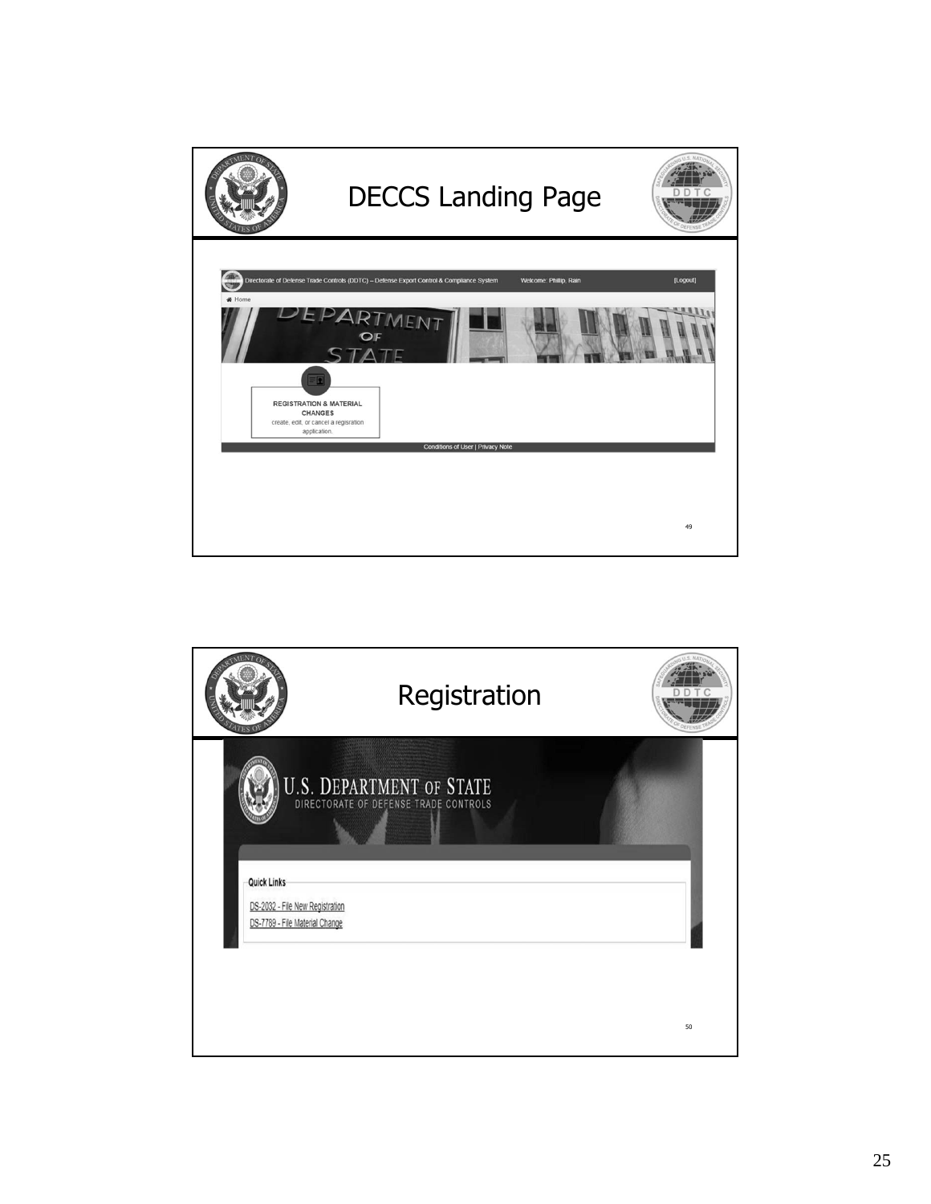# DECCS Landing Page

Directorate of Defense Trade Controls (DDTC) – Defense Export Control & Compliance System    Welcome: Phillip, Rain    [Logout]

Home

**REGISTRATION & MATERIAL CHANGES**
create, edit, or cancel a regisration application.

Conditions of User | Privacy Note

# Registration

U.S. DEPARTMENT OF STATE
DIRECTORATE OF DEFENSE TRADE CONTROLS

**Quick Links**

DS-2032 - File New Registration
DS-7789 - File Material Change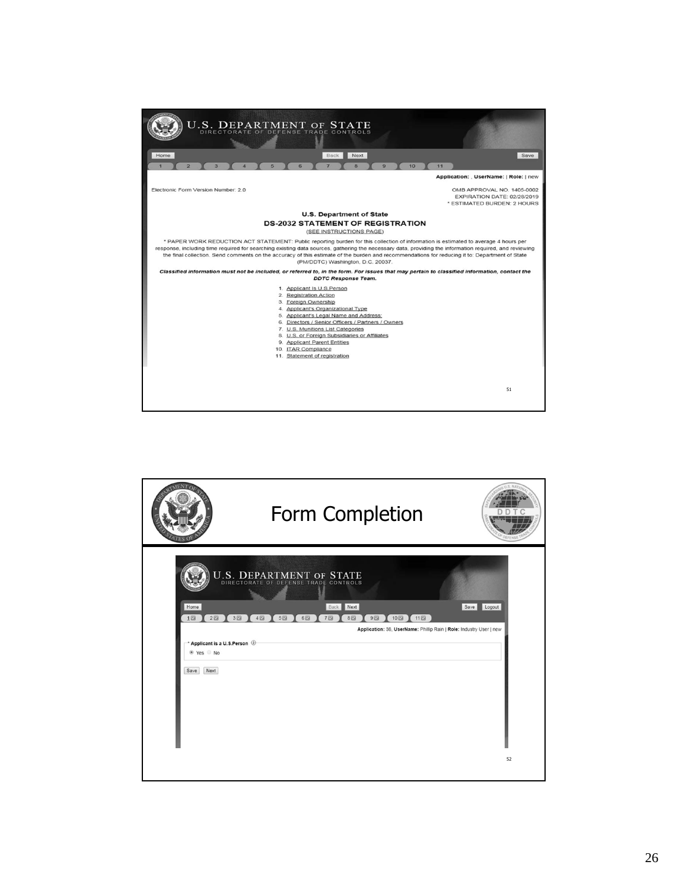U.S. DEPARTMENT OF STATE
DIRECTORATE OF DEFENSE TRADE CONTROLS

Home | Back | Next | Save

1 | 2 | 3 | 4 | 5 | 6 | 7 | 8 | 9 | 10 | 11

**Application:** , **UserName:** | **Role:** | new

Electronic Form Version Number: 2.0

OMB APPROVAL NO. 1405-0002
EXPIRATION DATE: 02/28/2019
* ESTIMATED BURDEN: 2 HOURS

**U.S. Department of State**

**DS-2032 STATEMENT OF REGISTRATION**

(SEE INSTRUCTIONS PAGE)

* PAPER WORK REDUCTION ACT STATEMENT: Public reporting burden for this collection of information is estimated to average 4 hours per response, including time required for searching existing data sources, gathering the necessary data, providing the information required, and reviewing the final collection. Send comments on the accuracy of this estimate of the burden and recommendations for reducing it to: Department of State (PM/DDTC) Washington, D.C. 20037.

***Classified information must not be included, or referred to, in the form. For issues that may pertain to classified information, contact the DDTC Response Team.***

1. Applicant Is U.S.Person
2. Registration Action
3. Foreign Ownership
4. Applicant's Organizational Type
5. Applicant's Legal Name and Address:
6. Directors / Senior Officers / Partners / Owners
7. U.S. Munitions List Categories
8. U.S. or Foreign Subsidiaries or Affiliates
9. Applicant Parent Entities
10. ITAR Compliance
11. Statement of registration

# Form Completion

U.S. DEPARTMENT OF STATE
DIRECTORATE OF DEFENSE TRADE CONTROLS

Home | Back | Next | Save | Logout

1 | 2 | 3 | 4 | 5 | 6 | 7 | 8 | 9 | 10 | 11

**Application:** 38, **UserName:** Phillip Rain | **Role:** Industry User | new

* **Applicant is a U.S.Person**

◉ Yes ○ No

Save | Next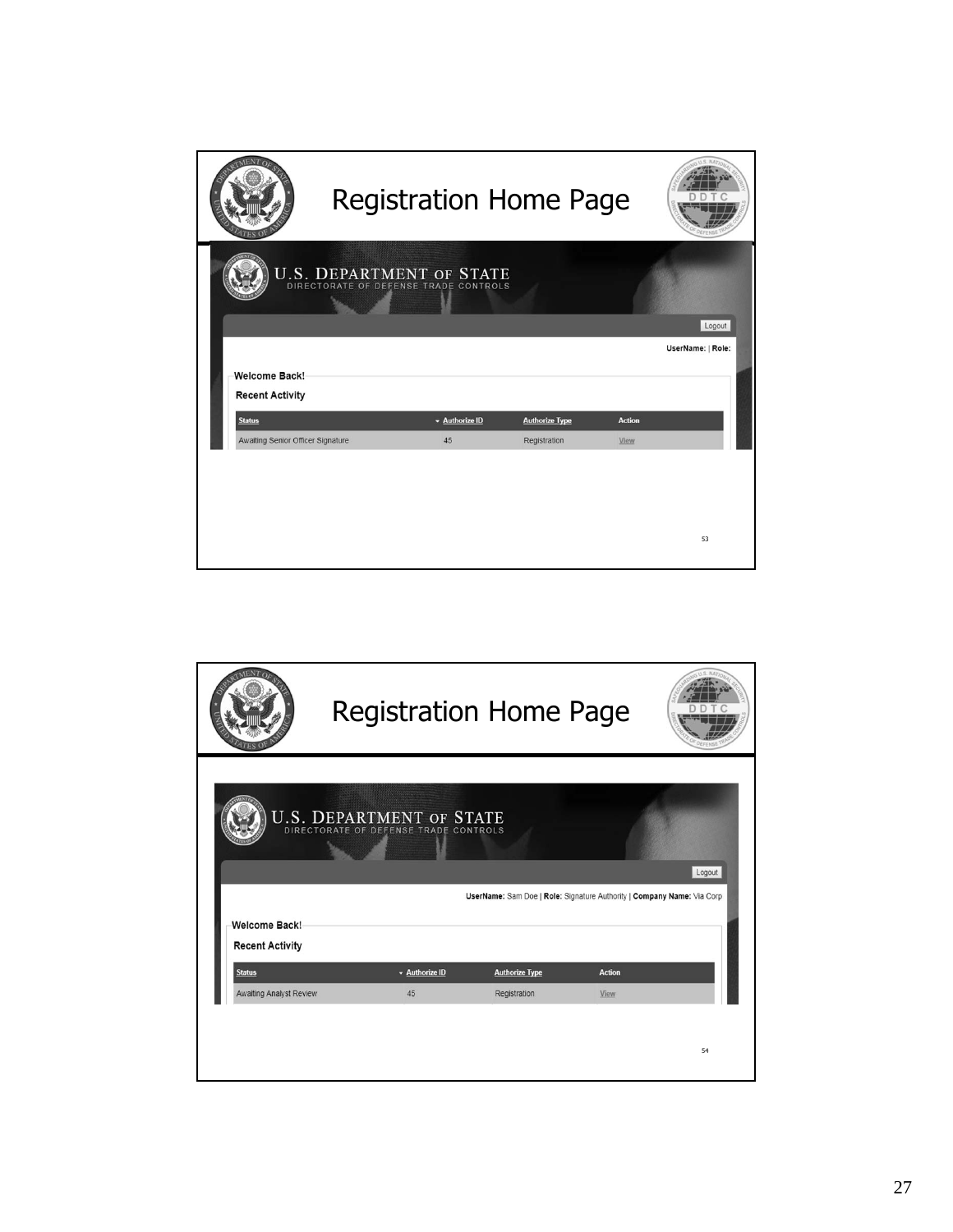# Registration Home Page

U.S. DEPARTMENT OF STATE
DIRECTORATE OF DEFENSE TRADE CONTROLS

Logout

**UserName:** | **Role:**

**Welcome Back!**

**Recent Activity**

| Status | Authorize ID | Authorize Type | Action |
| --- | --- | --- | --- |
| Awaiting Senior Officer Signature | 45 | Registration | View |

# Registration Home Page

U.S. DEPARTMENT OF STATE
DIRECTORATE OF DEFENSE TRADE CONTROLS

Logout

**UserName:** Sam Doe | **Role:** Signature Authority | **Company Name:** Via Corp

**Welcome Back!**

**Recent Activity**

| Status | Authorize ID | Authorize Type | Action |
| --- | --- | --- | --- |
| Awaiting Analyst Review | 45 | Registration | View |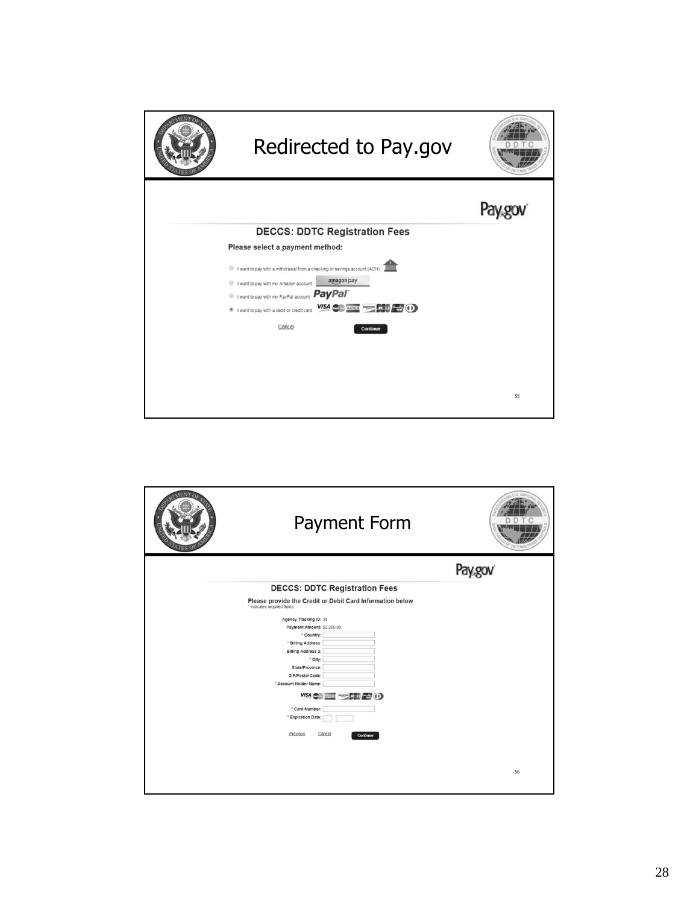## Redirected to Pay.gov

Pay.gov

**DECCS: DDTC Registration Fees**

**Please select a payment method:**

- I want to pay with a withdrawal from a checking or savings account (ACH)
- I want to pay with my Amazon account — amazon pay
- I want to pay with my PayPal account — PayPal
- I want to pay with a debit or credit card — VISA, MasterCard, AMEX, DISCOVER, JCB, Diners Club

Cancel | Continue

## Payment Form

Pay.gov

**DECCS: DDTC Registration Fees**

**Please provide the Credit or Debit Card Information below**
\* indicates required fields

**Agency Tracking ID:** 38
**Payment Amount:** $2,250.00
**\* Country:**
**\* Billing Address:**
**Billing Address 2:**
**\* City:**
**State/Province:**
**ZIP/Postal Code:**
**\* Account Holder Name:**

VISA, MasterCard, AMEX, DISCOVER, JCB, Diners Club

**\* Card Number:**
**\* Expiration Date:**

Previous | Cancel | Continue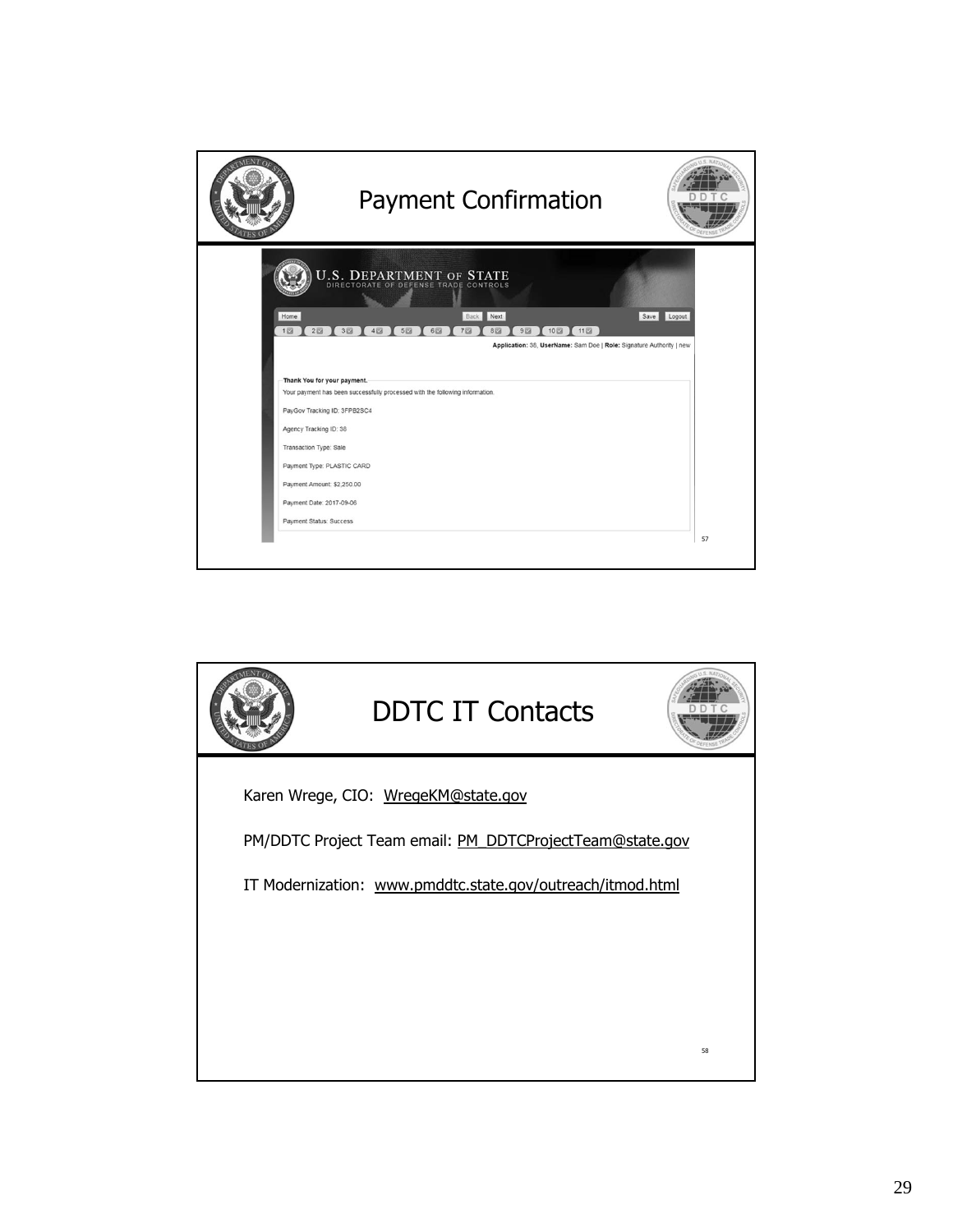## Payment Confirmation

U.S. DEPARTMENT OF STATE
DIRECTORATE OF DEFENSE TRADE CONTROLS

Home | Back | Next | Save | Logout

1 | 2 | 3 | 4 | 5 | 6 | 7 | 8 | 9 | 10 | 11

**Application:** 38, **UserName:** Sam Doe | **Role:** Signature Authority | new

**Thank You for your payment.**

Your payment has been successfully processed with the following information.

PayGov Tracking ID: 3FPB2SC4

Agency Tracking ID: 38

Transaction Type: Sale

Payment Type: PLASTIC CARD

Payment Amount: $2,250.00

Payment Date: 2017-09-06

Payment Status: Success

57

## DDTC IT Contacts

Karen Wrege, CIO: WregeKM@state.gov

PM/DDTC Project Team email: PM_DDTCProjectTeam@state.gov

IT Modernization: www.pmddtc.state.gov/outreach/itmod.html

58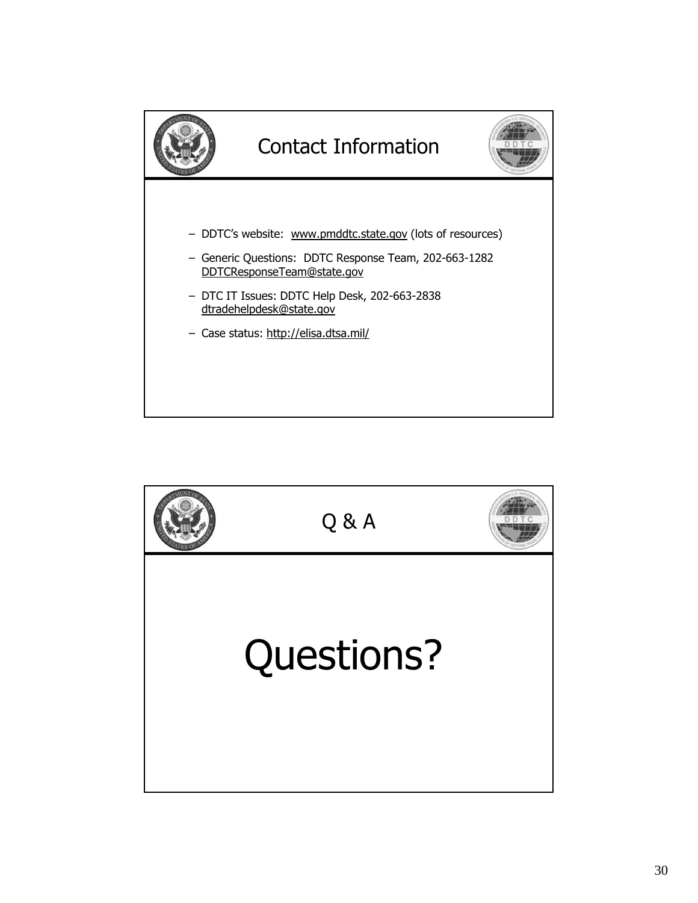## Contact Information

- DDTC's website: www.pmddtc.state.gov (lots of resources)
- Generic Questions: DDTC Response Team, 202-663-1282 DDTCResponseTeam@state.gov
- DTC IT Issues: DDTC Help Desk, 202-663-2838 dtradehelpdesk@state.gov
- Case status: http://elisa.dtsa.mil/

## Q & A

# Questions?